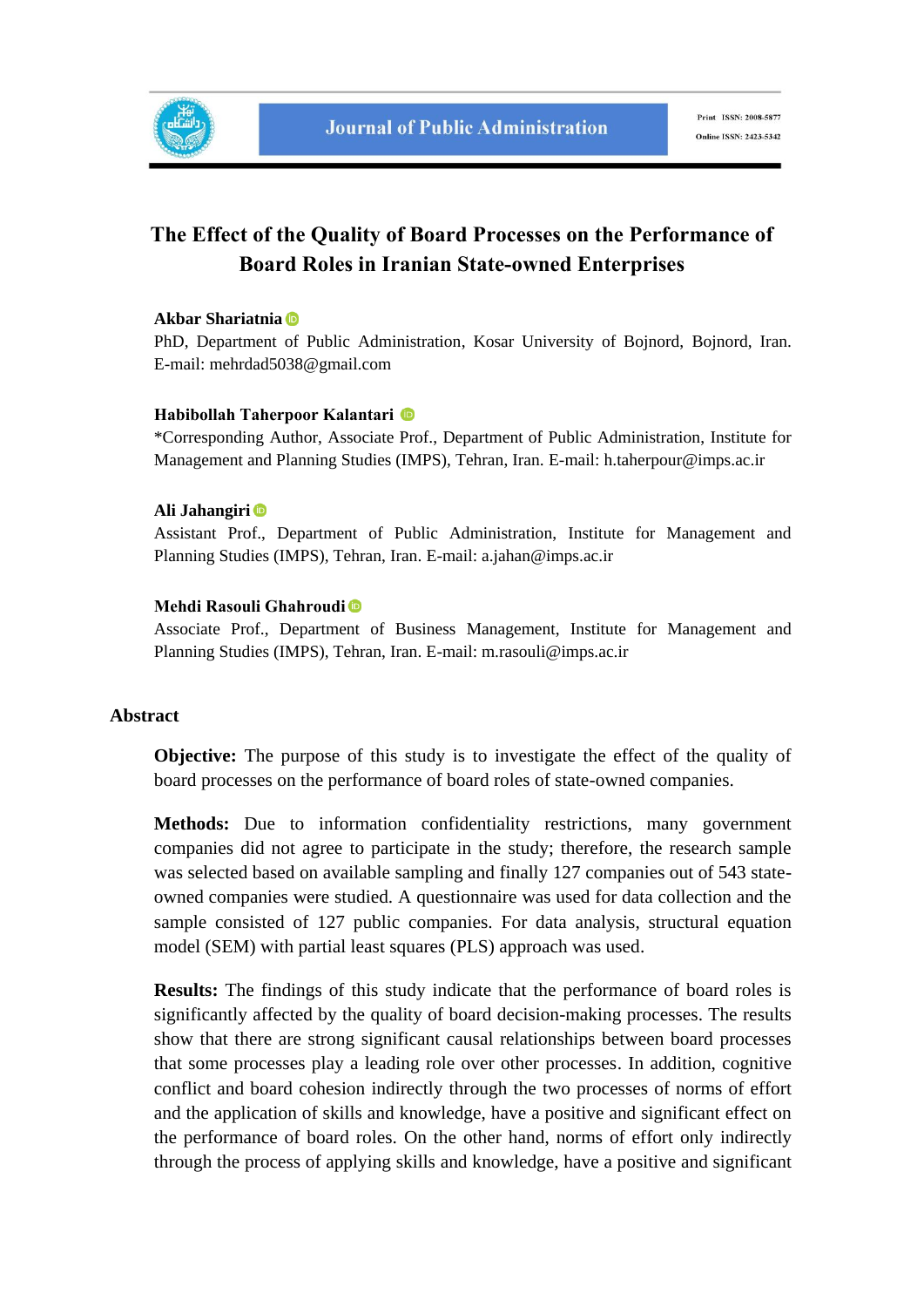# The Effect of the Quality of Board Processes on the Performance of Board Roles in Iranian State-owned Enterprises

**Akbar Shariatnia**
PhD, Department of Public Administration, Kosar University of Bojnord, Bojnord, Iran. E-mail: mehrdad5038@gmail.com

**Habibollah Taherpoor Kalantari**
*Corresponding Author, Associate Prof., Department of Public Administration, Institute for Management and Planning Studies (IMPS), Tehran, Iran. E-mail: h.taherpour@imps.ac.ir

**Ali Jahangiri**
Assistant Prof., Department of Public Administration, Institute for Management and Planning Studies (IMPS), Tehran, Iran. E-mail: a.jahan@imps.ac.ir

**Mehdi Rasouli Ghahroudi**
Associate Prof., Department of Business Management, Institute for Management and Planning Studies (IMPS), Tehran, Iran. E-mail: m.rasouli@imps.ac.ir

## Abstract

**Objective:** The purpose of this study is to investigate the effect of the quality of board processes on the performance of board roles of state-owned companies.

**Methods:** Due to information confidentiality restrictions, many government companies did not agree to participate in the study; therefore, the research sample was selected based on available sampling and finally 127 companies out of 543 state-owned companies were studied. A questionnaire was used for data collection and the sample consisted of 127 public companies. For data analysis, structural equation model (SEM) with partial least squares (PLS) approach was used.

**Results:** The findings of this study indicate that the performance of board roles is significantly affected by the quality of board decision-making processes. The results show that there are strong significant causal relationships between board processes that some processes play a leading role over other processes. In addition, cognitive conflict and board cohesion indirectly through the two processes of norms of effort and the application of skills and knowledge, have a positive and significant effect on the performance of board roles. On the other hand, norms of effort only indirectly through the process of applying skills and knowledge, have a positive and significant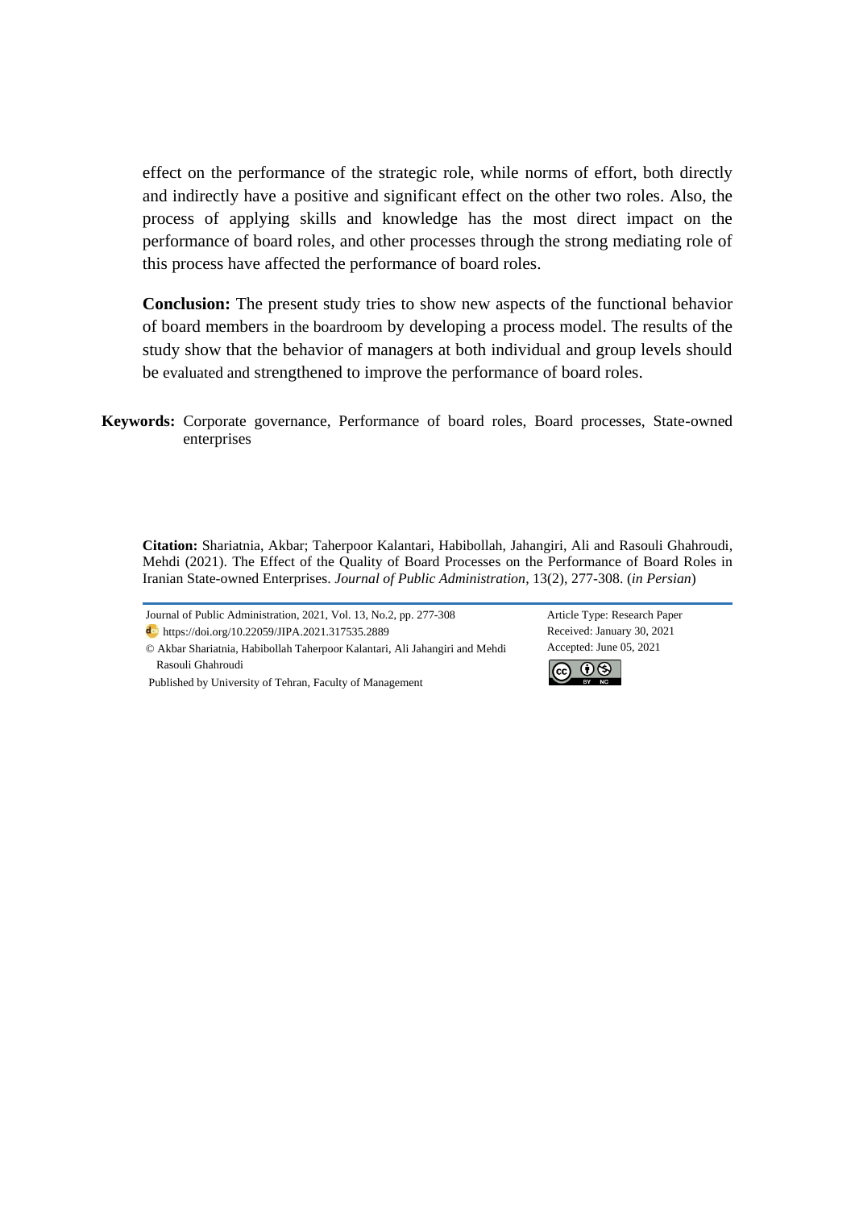effect on the performance of the strategic role, while norms of effort, both directly and indirectly have a positive and significant effect on the other two roles. Also, the process of applying skills and knowledge has the most direct impact on the performance of board roles, and other processes through the strong mediating role of this process have affected the performance of board roles.

**Conclusion:** The present study tries to show new aspects of the functional behavior of board members in the boardroom by developing a process model. The results of the study show that the behavior of managers at both individual and group levels should be evaluated and strengthened to improve the performance of board roles.

**Keywords:** Corporate governance, Performance of board roles, Board processes, State-owned enterprises

**Citation:** Shariatnia, Akbar; Taherpoor Kalantari, Habibollah, Jahangiri, Ali and Rasouli Ghahroudi, Mehdi (2021). The Effect of the Quality of Board Processes on the Performance of Board Roles in Iranian State-owned Enterprises. *Journal of Public Administration*, 13(2), 277-308. (*in Persian*)

---

Journal of Public Administration, 2021, Vol. 13, No.2, pp. 277-308
https://doi.org/10.22059/JIPA.2021.317535.2889
© Akbar Shariatnia, Habibollah Taherpoor Kalantari, Ali Jahangiri and Mehdi Rasouli Ghahroudi
Published by University of Tehran, Faculty of Management

Article Type: Research Paper
Received: January 30, 2021
Accepted: June 05, 2021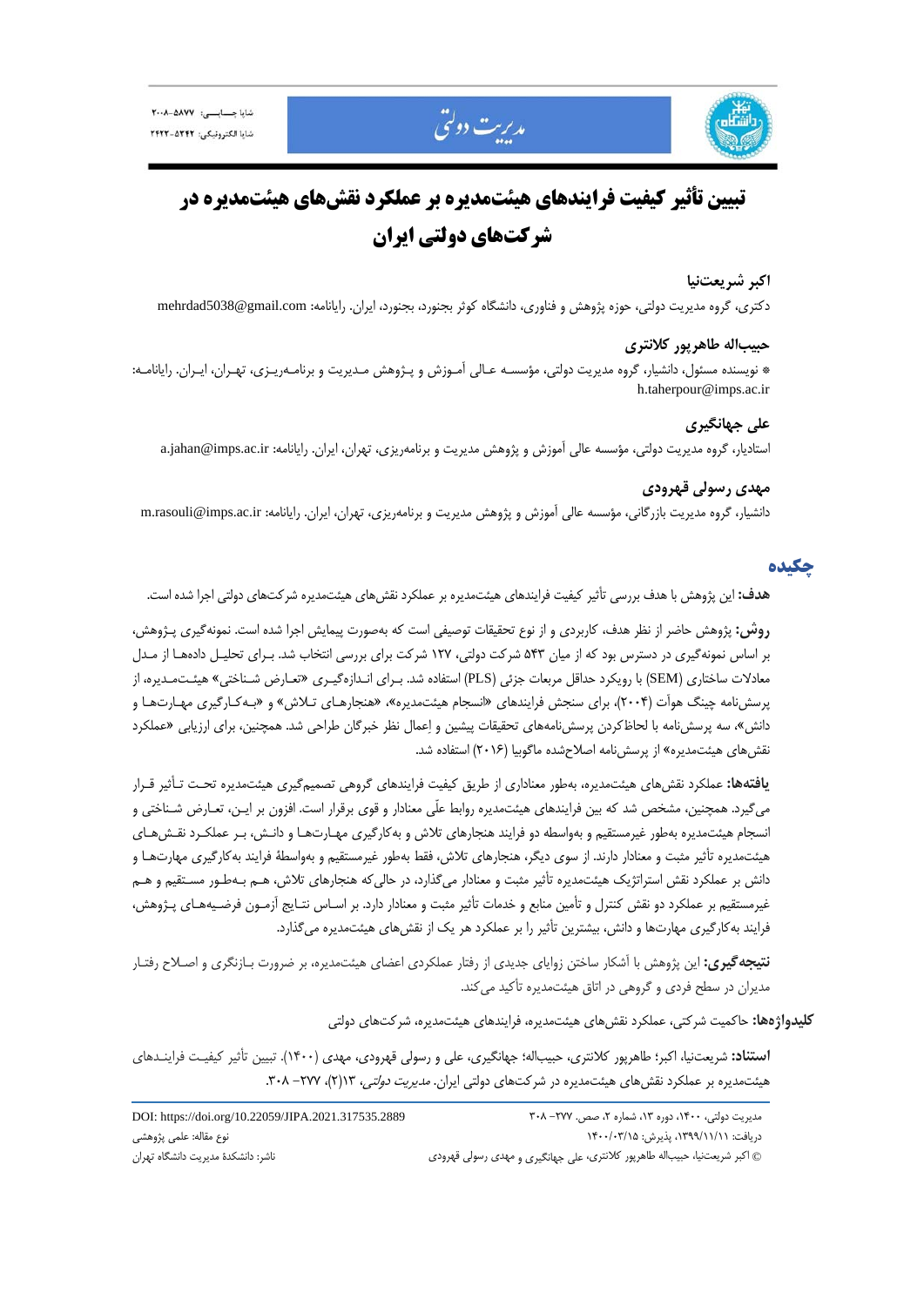# تبیین تأثیر کیفیت فرایندهای هیئت‌مدیره بر عملکرد نقش‌های هیئت‌مدیره در شرکت‌های دولتی ایران

**اکبر شریعت‌نیا**

دکتری، گروه مدیریت دولتی، حوزه پژوهش و فناوری، دانشگاه کوثر بجنورد، بجنورد، ایران. رایانامه: mehrdad5038@gmail.com

**حبیب‌اله طاهرپور کلانتری**

\* نویسنده مسئول، دانشیار، گروه مدیریت دولتی، مؤسسه عالی آموزش و پژوهش مدیریت و برنامه‌ریزی، تهران، ایران. رایانامه: h.taherpour@imps.ac.ir

**علی جهانگیری**

استادیار، گروه مدیریت دولتی، مؤسسه عالی آموزش و پژوهش مدیریت و برنامه‌ریزی، تهران، ایران. رایانامه: a.jahan@imps.ac.ir

**مهدی رسولی قهرودی**

دانشیار، گروه مدیریت بازرگانی، مؤسسه عالی آموزش و پژوهش مدیریت و برنامه‌ریزی، تهران، ایران. رایانامه: m.rasouli@imps.ac.ir

## چکیده

**هدف:** این پژوهش با هدف بررسی تأثیر کیفیت فرایندهای هیئت‌مدیره بر عملکرد نقش‌های هیئت‌مدیره شرکت‌های دولتی اجرا شده است.

**روش:** پژوهش حاضر از نظر هدف، کاربردی و از نوع تحقیقات توصیفی است که به‌صورت پیمایش اجرا شده است. نمونه‌گیری پژوهش، بر اساس نمونه‌گیری در دسترس بود که از میان ۵۴۳ شرکت دولتی، ۱۲۷ شرکت برای بررسی انتخاب شد. برای تحلیل داده‌ها از مدل معادلات ساختاری (SEM) با رویکرد حداقل مربعات جزئی (PLS) استفاده شد. برای اندازه‌گیری «تعارض شناختی» هیئت‌مدیره، از پرسش‌نامه چینگ هوآت (۲۰۰۴)، برای سنجش فرایندهای «انسجام هیئت‌مدیره»، «هنجارهای تلاش» و «به‌کارگیری مهارت‌ها و دانش»، سه پرسش‌نامه با لحاظ‌کردن پرسش‌نامه‌های تحقیقات پیشین و اِعمال نظر خبرگان طراحی شد. همچنین، برای ارزیابی «عملکرد نقش‌های هیئت‌مدیره» از پرسش‌نامه اصلاح‌شده ماگوبیا (۲۰۱۶) استفاده شد.

**یافته‌ها:** عملکرد نقش‌های هیئت‌مدیره، به‌طور معناداری از طریق کیفیت فرایندهای گروهی تصمیم‌گیری هیئت‌مدیره تحت تأثیر قرار می‌گیرد. همچنین، مشخص شد که بین فرایندهای هیئت‌مدیره روابط علّی معنادار و قوی برقرار است. افزون بر این، تعارض شناختی و انسجام هیئت‌مدیره به‌طور غیرمستقیم و به‌واسطه دو فرایند هنجارهای تلاش و به‌کارگیری مهارت‌ها و دانش، بر عملکرد نقش‌های هیئت‌مدیره تأثیر مثبت و معنادار دارند. از سوی دیگر، هنجارهای تلاش، فقط به‌طور غیرمستقیم و به‌واسطهٔ فرایند به‌کارگیری مهارت‌ها و دانش بر عملکرد نقش استراتژیک هیئت‌مدیره تأثیر مثبت و معنادار می‌گذارد، در حالی‌که هنجارهای تلاش، هم به‌طور مستقیم و هم غیرمستقیم بر عملکرد دو نقش کنترل و تأمین منابع و خدمات تأثیر مثبت و معنادار دارد. بر اساس نتایج آزمون فرضیه‌های پژوهش، فرایند به‌کارگیری مهارت‌ها و دانش، بیشترین تأثیر را بر عملکرد هر یک از نقش‌های هیئت‌مدیره می‌گذارد.

**نتیجه‌گیری:** این پژوهش با آشکار ساختن زوایای جدیدی از رفتار عملکردی اعضای هیئت‌مدیره، بر ضرورت بازنگری و اصلاح رفتار مدیران در سطح فردی و گروهی در اتاق هیئت‌مدیره تأکید می‌کند.

**کلیدواژه‌ها:** حاکمیت شرکتی، عملکرد نقش‌های هیئت‌مدیره، فرایندهای هیئت‌مدیره، شرکت‌های دولتی

**استناد:** شریعت‌نیا، اکبر؛ طاهرپور کلانتری، حبیب‌اله؛ جهانگیری، علی و رسولی قهرودی، مهدی (۱۴۰۰). تبیین تأثیر کیفیت فرایندهای هیئت‌مدیره بر عملکرد نقش‌های هیئت‌مدیره در شرکت‌های دولتی ایران. *مدیریت دولتی*، ۱۳(۲)، ۲۷۷- ۳۰۸.

دریافت: ۱۳۹۹/۱۱/۱۱، پذیرش: ۱۴۰۰/۰۳/۱۵

DOI: https://doi.org/10.22059/JIPA.2021.317535.2889

نوع مقاله: علمی پژوهشی

ناشر: دانشکدهٔ مدیریت دانشگاه تهران

© اکبر شریعت‌نیا، حبیب‌اله طاهرپور کلانتری، علی جهانگیری و مهدی رسولی قهرودی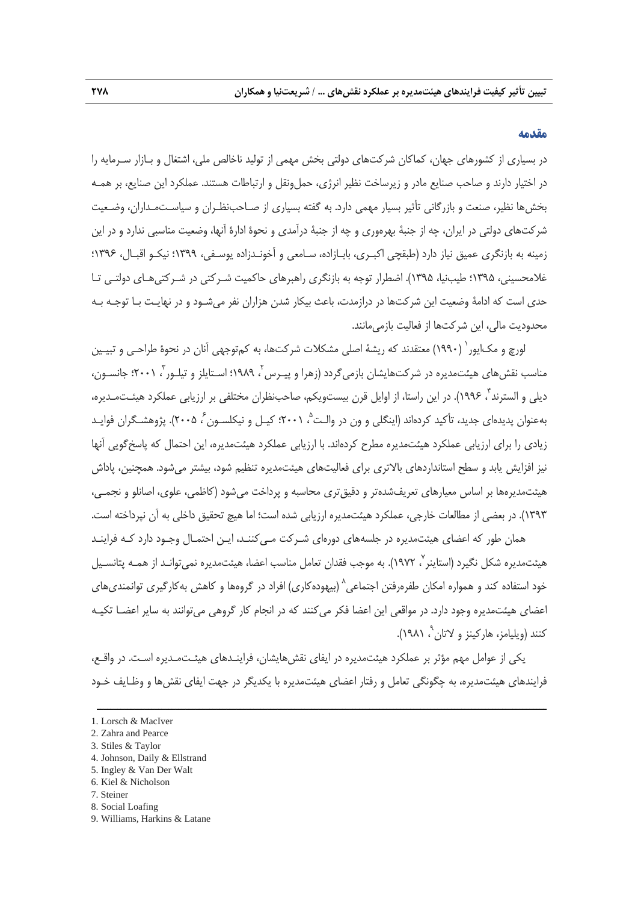## مقدمه

در بسیاری از کشورهای جهان، کماکان شرکت‌های دولتی بخش مهمی از تولید ناخالص ملی، اشتغال و بـازار سـرمایه را در اختیار دارند و صاحب صنایع مادر و زیرساخت نظیر انرژی، حمل‌ونقل و ارتباطات هستند. عملکرد این صنایع، بر همـه بخش‌ها نظیر، صنعت و بازرگانی تأثیر بسیار مهمی دارد. به گفته بسیاری از صـاحب‌نظـران و سیاسـت‌مـداران، وضـعیت شرکت‌های دولتی در ایران، چه از جنبهٔ بهره‌وری و چه از جنبهٔ درآمدی و نحوهٔ ادارهٔ آنها، وضعیت مناسبی ندارد و در این زمینه به بازنگری عمیق نیاز دارد (طبقچی اکبـری، بابـازاده، سـامعی و آخونـدزاده یوسـفی، ۱۳۹۹؛ نیکـو اقبـال، ۱۳۹۶؛ غلامحسینی، ۱۳۹۵؛ طیب‌نیا، ۱۳۹۵). اضطرار توجه به بازنگری راهبرهای حاکمیت شـرکتی در شـرکتی‌هـای دولتـی تـا حدی است که ادامهٔ وضعیت این شرکت‌ها در درازمدت، باعث بیکار شدن هزاران نفر می‌شـود و در نهایـت بـا توجـه بـه محدودیت مالی، این شرکت‌ها از فعالیت بازمی‌مانند.

لورچ و مک‌ایور[1] (۱۹۹۰) معتقدند که ریشهٔ اصلی مشکلات شرکت‌ها، به کم‌توجهی آنان در نحوهٔ طراحـی و تبیـین مناسب نقش‌های هیئت‌مدیره در شرکت‌هایشان بازمی‌گردد (زهرا و پیـرس[2]، ۱۹۸۹؛ اسـتایلز و تیلـور[3]، ۲۰۰۱؛ جانسـون، دیلی و السترند[4]، ۱۹۹۶). در این راستا، از اوایل قرن بیست‌ویکم، صاحب‌نظران مختلفی بر ارزیابی عملکرد هیئـت‌مـدیره، به‌عنوان پدیده‌ای جدید، تأکید کرده‌اند (اینگلی و ون در والـت[5]، ۲۰۰۱؛ کیـل و نیکلسـون[6]، ۲۰۰۵). پژوهشـگران فوایـد زیادی را برای ارزیابی عملکرد هیئت‌مدیره مطرح کرده‌اند. با ارزیابی عملکرد هیئت‌مدیره، این احتمال که پاسخ‌گویی آنها نیز افزایش یابد و سطح استانداردهای بالاتری برای فعالیت‌های هیئت‌مدیره تنظیم شود، بیشتر می‌شود. همچنین، پاداش هیئت‌مدیره‌ها بر اساس معیارهای تعریف‌شده‌تر و دقیق‌تری محاسبه و پرداخت می‌شود (کاظمی، علوی، اصانلو و نجمـی، ۱۳۹۳). در بعضی از مطالعات خارجی، عملکرد هیئت‌مدیره ارزیابی شده است؛ اما هیچ تحقیق داخلی به آن نپرداخته است.

همان طور که اعضای هیئت‌مدیره در جلسه‌های دوره‌ای شـرکت مـی‌کننـد، ایـن احتمـال وجـود دارد کـه فراینـد هیئت‌مدیره شکل نگیرد (استاینر[7]، ۱۹۷۲). به موجب فقدان تعامل مناسب اعضا، هیئت‌مدیره نمی‌توانـد از همـه پتانسـیل خود استفاده کند و همواره امکان طفره‌رفتن اجتماعی[8] (بیهوده‌کاری) افراد در گروه‌ها و کاهش به‌کارگیری توانمندی‌های اعضای هیئت‌مدیره وجود دارد. در مواقعی این اعضا فکر می‌کنند که در انجام کار گروهی می‌توانند به سایر اعضـا تکیـه کنند (ویلیامز، هارکینز و لاتان[9]، ۱۹۸۱).

یکی از عوامل مهم مؤثر بر عملکرد هیئت‌مدیره در ایفای نقش‌هایشان، فراینـدهای هیئـت‌مـدیره اسـت. در واقـع، فرایندهای هیئت‌مدیره، به چگونگی تعامل و رفتار اعضای هیئت‌مدیره با یکدیگر در جهت ایفای نقش‌ها و وظـایف خـود

---

1. Lorsch & MacIver
2. Zahra and Pearce
3. Stiles & Taylor
4. Johnson, Daily & Ellstrand
5. Ingley & Van Der Walt
6. Kiel & Nicholson
7. Steiner
8. Social Loafing
9. Williams, Harkins & Latane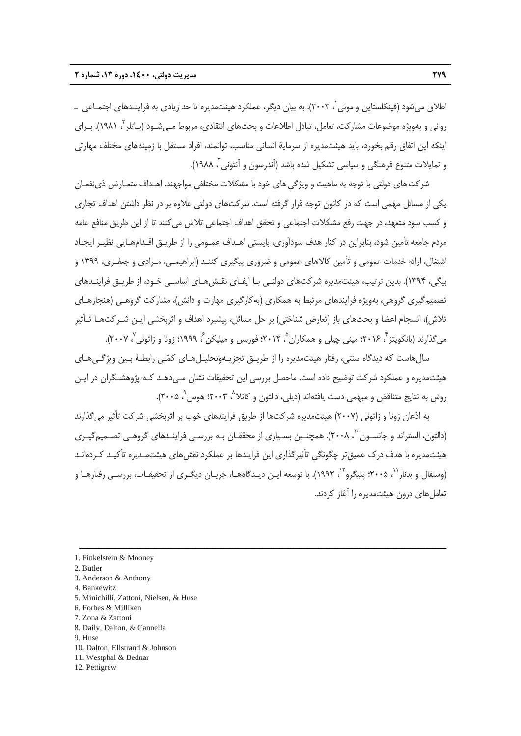اطلاق می‌شود (فینکلستاین و مونی[1]، ۲۰۰۳). به بیان دیگر، عملکرد هیئت‌مدیره تا حد زیادی به فرایندهای اجتماعی ـ روانی و به‌ویژه موضوعات مشارکت، تعامل، تبادل اطلاعات و بحث‌های انتقادی، مربوط می‌شود (باتلر[2]، ۱۹۸۱). برای اینکه این اتفاق رقم بخورد، باید هیئت‌مدیره از سرمایهٔ انسانی مناسب، توانمند، افراد مستقل با زمینه‌های مختلف مهارتی و تمایلات متنوع فرهنگی و سیاسی تشکیل شده باشد (آندرسون و آنتونی[3]، ۱۹۸۸).

شرکت‌های دولتی با توجه به ماهیت و ویژگی‌های خود با مشکلات مختلفی مواجهند. اهداف متعارض ذی‌نفعان یکی از مسائل مهمی است که در کانون توجه قرار گرفته است. شرکت‌های دولتی علاوه بر در نظر داشتن اهداف تجاری و کسب سود متعهد، در جهت رفع مشکلات اجتماعی و تحقق اهداف اجتماعی تلاش می‌کنند تا از این طریق منافع عامه مردم جامعه تأمین شود، بنابراین در کنار هدف سودآوری، بایستی اهداف عمومی را از طریق اقدام‌هایی نظیر ایجاد اشتغال، ارائه خدمات عمومی و تأمین کالاهای عمومی و ضروری پیگیری کنند (ابراهیمی، مرادی و جعفری، ۱۳۹۹ و بیگی، ۱۳۹۴). بدین ترتیب، هیئت‌مدیره شرکت‌های دولتی با ایفای نقش‌های اساسی خود، از طریق فرایندهای تصمیم‌گیری گروهی، به‌ویژه فرایندهای مرتبط به همکاری (به‌کارگیری مهارت و دانش)، مشارکت گروهی (هنجارهای تلاش)، انسجام اعضا و بحث‌های باز (تعارض شناختی) بر حل مسائل، پیشبرد اهداف و اثربخشی این شرکت‌ها تأثیر می‌گذارند (بانکویتز[4]، ۲۰۱۶؛ مینی چیلی و همکاران[5]، ۲۰۱۲؛ فوربس و میلیکن[6]، ۱۹۹۹؛ زونا و زاتونی[7]، ۲۰۰۷).

سال‌هاست که دیدگاه سنتی، رفتار هیئت‌مدیره را از طریق تجزیه‌وتحلیل‌های کمّی رابطهٔ بین ویژگی‌های هیئت‌مدیره و عملکرد شرکت توضیح داده است. ماحصل بررسی این تحقیقات نشان می‌دهد که پژوهشگران در این روش به نتایج متناقض و مبهمی دست یافته‌اند (دیلی، دالتون و کانلا[8]، ۲۰۰۳؛ هوس[9]، ۲۰۰۵).

به اذعان زونا و زاتونی (۲۰۰۷) هیئت‌مدیره شرکت‌ها از طریق فرایندهای خوب بر اثربخشی شرکت تأثیر می‌گذارند (دالتون، الستراند و جانسون[10]، ۲۰۰۸). همچنین بسیاری از محققان به بررسی فرایندهای گروهی تصمیم‌گیری هیئت‌مدیره با هدف درک عمیق‌تر چگونگی تأثیرگذاری این فرایندها بر عملکرد نقش‌های هیئت‌مدیره تأکید کرده‌اند (وستفال و بدنار[11]، ۲۰۰۵؛ پتیگرو[12]، ۱۹۹۲). با توسعه این دیدگاه‌ها، جریان دیگری از تحقیقات، بررسی رفتارها و تعامل‌های درون هیئت‌مدیره را آغاز کردند.

---

1. Finkelstein & Mooney
2. Butler
3. Anderson & Anthony
4. Bankewitz
5. Minichilli, Zattoni, Nielsen, & Huse
6. Forbes & Milliken
7. Zona & Zattoni
8. Daily, Dalton, & Cannella
9. Huse
10. Dalton, Ellstrand & Johnson
11. Westphal & Bednar
12. Pettigrew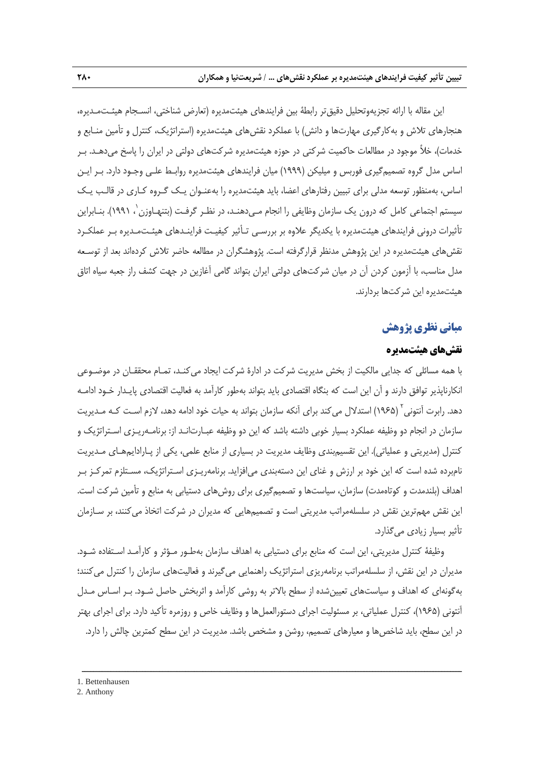این مقاله با ارائه تجزیه‌وتحلیل دقیق‌تر رابطهٔ بین فرایندهای هیئت‌مدیره (تعارض شناختی، انسجام هیئت‌مدیره، هنجارهای تلاش و به‌کارگیری مهارت‌ها و دانش) با عملکرد نقش‌های هیئت‌مدیره (استراتژیک، کنترل و تأمین منابع و خدمات)، خلأ موجود در مطالعات حاکمیت شرکتی در حوزه هیئت‌مدیره شرکت‌های دولتی در ایران را پاسخ می‌دهد. بر اساس مدل گروه تصمیم‌گیری فوربس و میلیکن (۱۹۹۹) میان فرایندهای هیئت‌مدیره روابط علی وجود دارد. بر این اساس، به‌منظور توسعه مدلی برای تبیین رفتارهای اعضا، باید هیئت‌مدیره را به‌عنوان یک گروه کاری در قالب یک سیستم اجتماعی کامل که درون یک سازمان وظایفی را انجام می‌دهند، در نظر گرفت (بتنهاوزن[1]، ۱۹۹۱). بنابراین تأثیرات درونی فرایندهای هیئت‌مدیره با یکدیگر علاوه بر بررسی تأثیر کیفیت فرایندهای هیئت‌مدیره بر عملکرد نقش‌های هیئت‌مدیره در این پژوهش مدنظر قرارگرفته است. پژوهشگران در مطالعه حاضر تلاش کرده‌اند بعد از توسعه مدل مناسب، با آزمون کردن آن در میان شرکت‌های دولتی ایران بتواند گامی آغازین در جهت کشف راز جعبه سیاه اتاق هیئت‌مدیره این شرکت‌ها بردارند.

## مبانی نظری پژوهش

### نقش‌های هیئت‌مدیره

با همه مسائلی که جدایی مالکیت از بخش مدیریت شرکت در ادارهٔ شرکت ایجاد می‌کند، تمام محققان در موضوعی انکارناپذیر توافق دارند و آن این است که بنگاه اقتصادی باید بتواند به‌طور کارآمد به فعالیت اقتصادی پایدار خود ادامه دهد. رابرت آنتونی[2] (۱۹۶۵) استدلال می‌کند برای آنکه سازمان بتواند به حیات خود ادامه دهد، لازم است که مدیریت سازمان در انجام دو وظیفه عملکرد بسیار خوبی داشته باشد که این دو وظیفه عبارت‌اند از: برنامه‌ریزی استراتژیک و کنترل (مدیریتی و عملیاتی). این تقسیم‌بندی وظایف مدیریت در بسیاری از منابع علمی، یکی از پارادایم‌های مدیریت نام‌برده شده است که این خود بر ارزش و غنای این دسته‌بندی می‌افزاید. برنامه‌ریزی استراتژیک، مستلزم تمرکز بر اهداف (بلندمدت و کوتاه‌مدت) سازمان، سیاست‌ها و تصمیم‌گیری برای روش‌های دستیابی به منابع و تأمین شرکت است. این نقش مهم‌ترین نقش در سلسله‌مراتب مدیریتی است و تصمیم‌هایی که مدیران در شرکت اتخاذ می‌کنند، بر سازمان تأثیر بسیار زیادی می‌گذارد.

وظیفهٔ کنترل مدیریتی، این است که منابع برای دستیابی به اهداف سازمان به‌طور مؤثر و کارآمد استفاده شود. مدیران در این نقش، از سلسله‌مراتب برنامه‌ریزی استراتژیک راهنمایی می‌گیرند و فعالیت‌های سازمان را کنترل می‌کنند؛ به‌گونه‌ای که اهداف و سیاست‌های تعیین‌شده از سطح بالاتر به روشی کارآمد و اثربخش حاصل شود. بر اساس مدل آنتونی (۱۹۶۵)، کنترل عملیاتی، بر مسئولیت اجرای دستورالعمل‌ها و وظایف خاص و روزمره تأکید دارد. برای اجرای بهتر در این سطح، باید شاخص‌ها و معیارهای تصمیم، روشن و مشخص باشد. مدیریت در این سطح کمترین چالش را دارد.

---

1. Bettenhausen
2. Anthony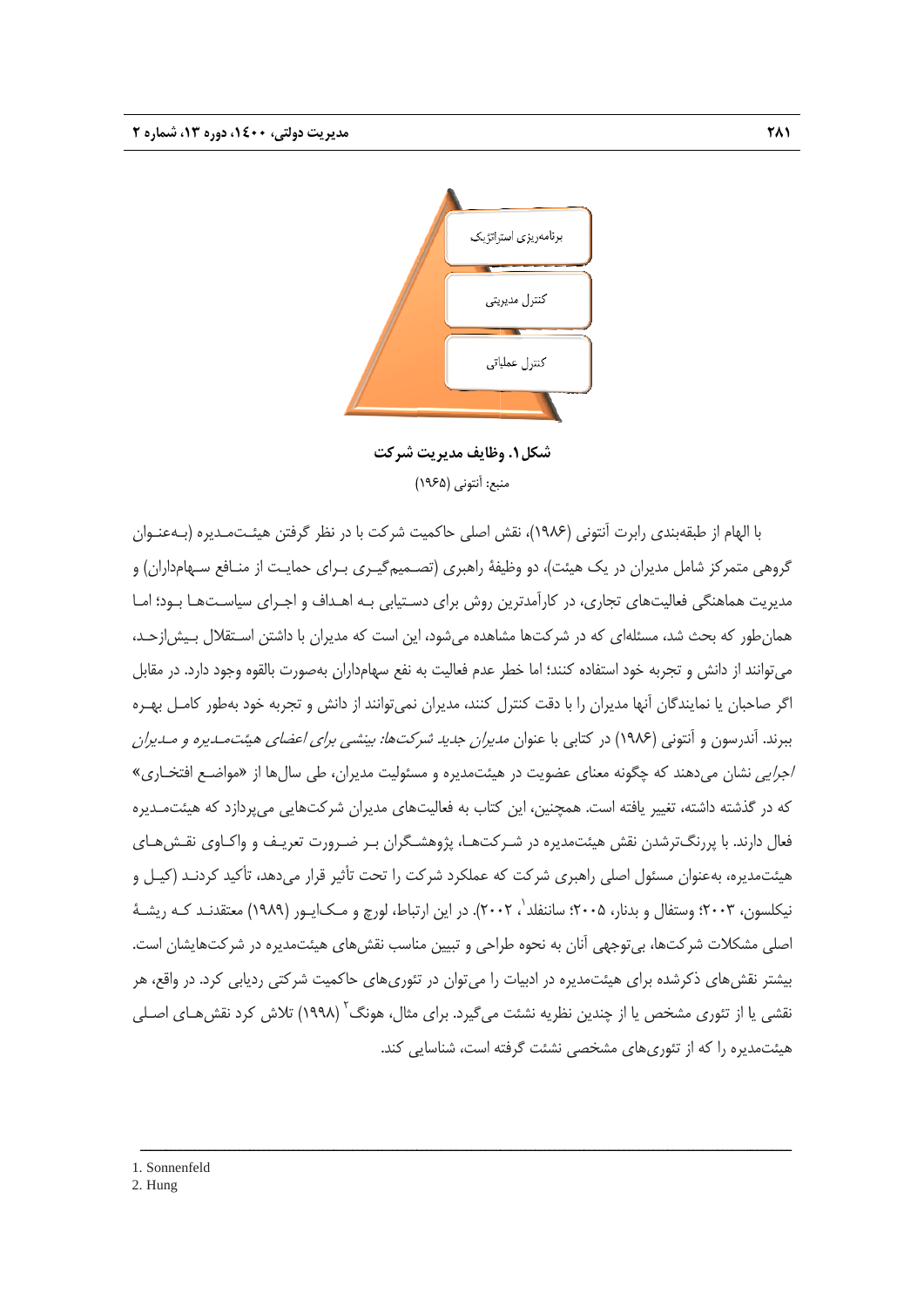برنامه‌ریزی استراتژیک

کنترل مدیریتی

کنترل عملیاتی

**شکل۱. وظایف مدیریت شرکت**

منبع: آنتونی (۱۹۶۵)

با الهام از طبقه‌بندی رابرت آنتونی (۱۹۸۶)، نقش اصلی حاکمیت شرکت با در نظر گرفتن هیئت‌مدیره (به‌عنوان گروهی متمرکز شامل مدیران در یک هیئت)، دو وظیفهٔ راهبری (تصمیم‌گیری برای حمایت از منافع سهامداران) و مدیریت هماهنگی فعالیت‌های تجاری، در کارآمدترین روش برای دستیابی به اهداف و اجرای سیاست‌ها بود؛ اما همان‌طور که بحث شد، مسئله‌ای که در شرکت‌ها مشاهده می‌شود، این است که مدیران با داشتن استقلال بیش‌ازحد، می‌توانند از دانش و تجربه خود استفاده کنند؛ اما خطر عدم فعالیت به نفع سهامداران به‌صورت بالقوه وجود دارد. در مقابل اگر صاحبان یا نمایندگان آنها مدیران را با دقت کنترل کنند، مدیران نمی‌توانند از دانش و تجربه خود به‌طور کامل بهره ببرند. آندرسون و آنتونی (۱۹۸۶) در کتابی با عنوان *مدیران جدید شرکت‌ها: بینشی برای اعضای هیئت‌مدیره و مدیران اجرایی* نشان می‌دهند که چگونه معنای عضویت در هیئت‌مدیره و مسئولیت مدیران، طی سال‌ها از «مواضع افتخاری» که در گذشته داشته، تغییر یافته است. همچنین، این کتاب به فعالیت‌های مدیران شرکت‌هایی می‌پردازد که هیئت‌مدیره فعال دارند. با پررنگ‌ترشدن نقش هیئت‌مدیره در شرکت‌ها، پژوهشگران بر ضرورت تعریف و واکاوی نقش‌های هیئت‌مدیره، به‌عنوان مسئول اصلی راهبری شرکت که عملکرد شرکت را تحت تأثیر قرار می‌دهد، تأکید کردند (کیل و نیکلسون، ۲۰۰۳؛ وستفال و بدنار، ۲۰۰۵؛ ساننفلد[1]، ۲۰۰۲). در این ارتباط، لورچ و مک‌ایور (۱۹۸۹) معتقدند که ریشهٔ اصلی مشکلات شرکت‌ها، بی‌توجهی آنان به نحوه طراحی و تبیین مناسب نقش‌های هیئت‌مدیره در شرکت‌هایشان است. بیشتر نقش‌های ذکرشده برای هیئت‌مدیره در ادبیات را می‌توان در تئوری‌های حاکمیت شرکتی ردیابی کرد. در واقع، هر نقشی یا از تئوری مشخص یا از چندین نظریه نشئت می‌گیرد. برای مثال، هونگ[2] (۱۹۹۸) تلاش کرد نقش‌های اصلی هیئت‌مدیره را که از تئوری‌های مشخصی نشئت گرفته است، شناسایی کند.

---

1. Sonnenfeld
2. Hung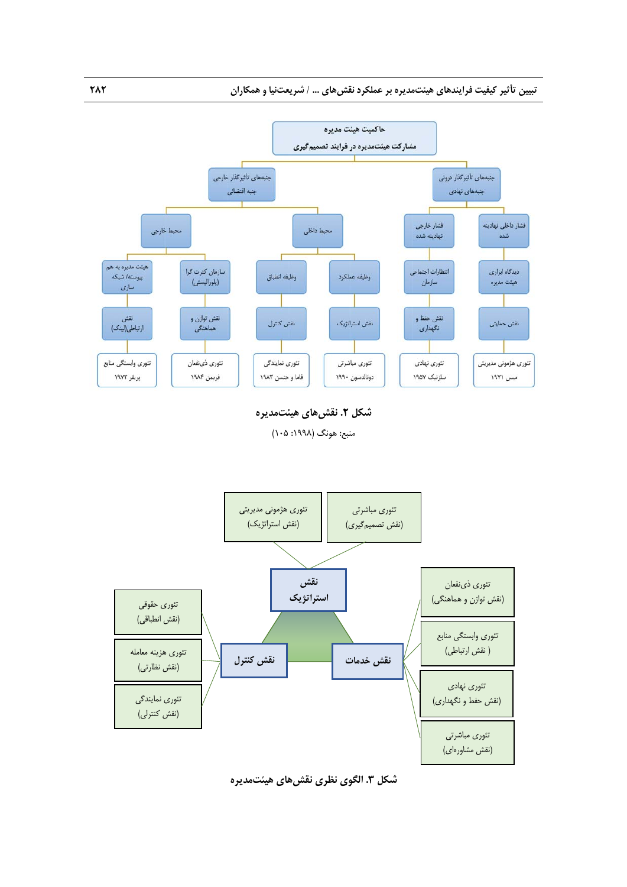حاکمیت هیئت مدیره
مشارکت هیئت‌مدیره در فرایند تصمیم‌گیری

| جنبه‌های تأثیرگذار درونی / جنبه‌های نهادی | | جنبه‌های تأثیرگذار خارجی / جنبه اتفاقی | | | |
|---|---|---|---|---|---|
| فشار داخلی نهادینه شده | فشار خارجی نهادینه شده | محیط داخلی | | محیط خارجی | |
| دیدگاه ابزاری هیئت مدیره | انتظارات اجتماعی سازمان | وظیفه عملکرد | وظیفه انطباق | سازمان کثرت گرا (پلورالیستی) | هیئت مدیره به هم پیوسته/ شبکه سازی |
| نقش حمایتی | نقش حفظ و نگهداری | نقش استراتژیک | نقش کنترل | نقش توازن و هماهنگی | نقش ارتباطی(لینک) |
| تئوری هژمونی مدیریتی میس ۱۹۷۱ | تئوری نهادی سلزنیک ۱۹۵۷ | تئوری مباشرتی دونالدسون ۱۹۹۰ | تئوری نمایندگی فاما و جنسن ۱۹۸۳ | تئوری ذی‌نفعان فریمن ۱۹۸۴ | تئوری وابستگی منابع پرفر ۱۹۷۲ |

**شکل ۲. نقش‌های هیئت‌مدیره**

منبع: هونگ (۱۹۹۸: ۱۰۵)

- **نقش استراتژیک**
  - تئوری هژمونی مدیریتی (نقش استراتژیک)
  - تئوری مباشرتی (نقش تصمیم‌گیری)
- **نقش کنترل**
  - تئوری حقوقی (نقش انطباق)
  - تئوری هزینه معامله (نقش نظارتی)
  - تئوری نمایندگی (نقش کنترلی)
- **نقش خدمات**
  - تئوری ذی‌نفعان (نقش توازن و هماهنگی)
  - تئوری وابستگی منابع (نقش ارتباطی)
  - تئوری نهادی (نقش حفظ و نگهداری)
  - تئوری مباشرتی (نقش مشاوره‌ای)

**شکل ۳. الگوی نظری نقش‌های هیئت‌مدیره**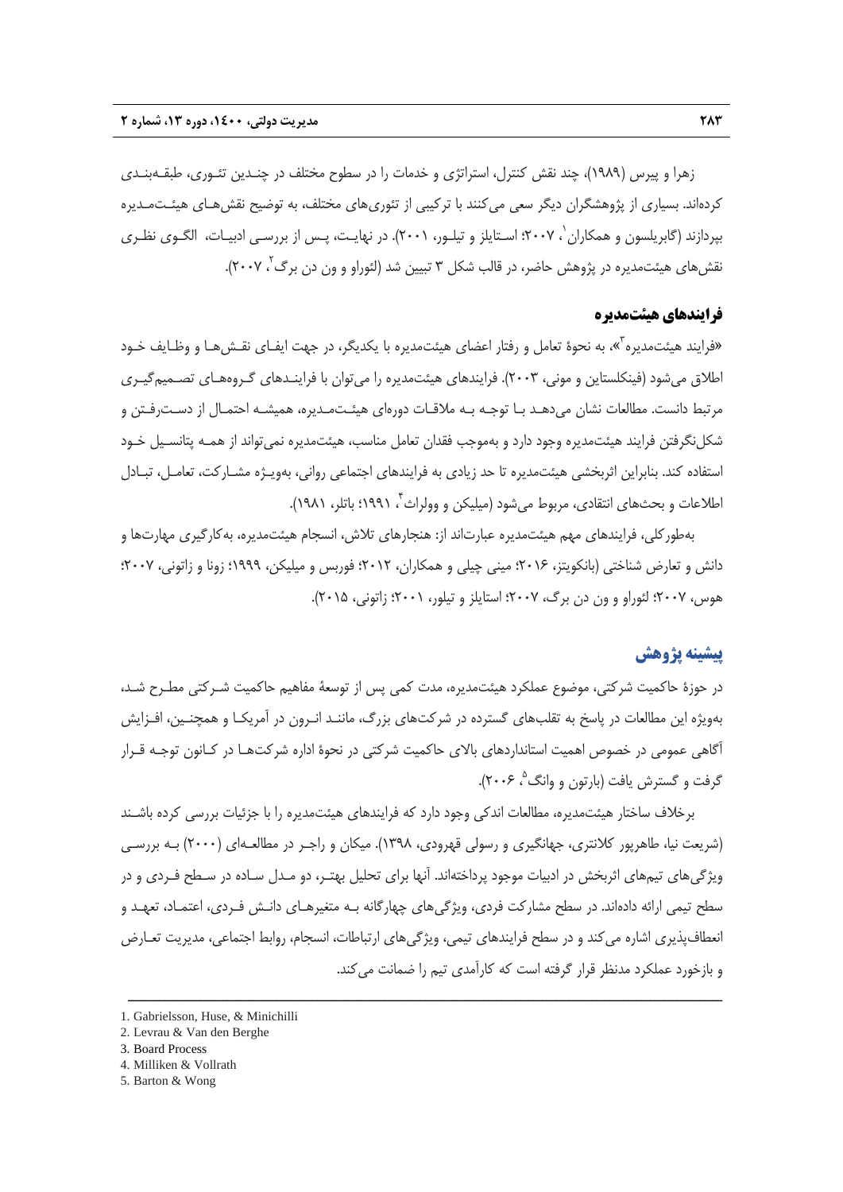زهرا و پیرس (۱۹۸۹)، چند نقش کنترل، استراتژی و خدمات را در سطوح مختلف در چندین تئوری، طبقه‌بندی کرده‌اند. بسیاری از پژوهشگران دیگر سعی می‌کنند با ترکیبی از تئوری‌های مختلف، به توضیح نقش‌های هیئت‌مدیره بپردازند (گابریلسون و همکاران[1]، ۲۰۰۷؛ استایلز و تیلور، ۲۰۰۱). در نهایت، پس از بررسی ادبیات، الگوی نظری نقش‌های هیئت‌مدیره در پژوهش حاضر، در قالب شکل ۳ تبیین شد (لئوراو و ون دن برگ[2]، ۲۰۰۷).

### فرایندهای هیئت‌مدیره

«فرایند هیئت‌مدیره[3]»، به نحوهٔ تعامل و رفتار اعضای هیئت‌مدیره با یکدیگر، در جهت ایفای نقش‌ها و وظایف خود اطلاق می‌شود (فینکلستاین و مونی، ۲۰۰۳). فرایندهای هیئت‌مدیره را می‌توان با فرایندهای گروه‌های تصمیم‌گیری مرتبط دانست. مطالعات نشان می‌دهد با توجه به ملاقات دوره‌ای هیئت‌مدیره، همیشه احتمال از دست‌رفتن و شکل‌نگرفتن فرایند هیئت‌مدیره وجود دارد و به‌موجب فقدان تعامل مناسب، هیئت‌مدیره نمی‌تواند از همه پتانسیل خود استفاده کند. بنابراین اثربخشی هیئت‌مدیره تا حد زیادی به فرایندهای اجتماعی روانی، به‌ویژه مشارکت، تعامل، تبادل اطلاعات و بحث‌های انتقادی، مربوط می‌شود (میلیکن و وولراث[4]، ۱۹۹۱؛ باتلر، ۱۹۸۱).

به‌طورکلی، فرایندهای مهم هیئت‌مدیره عبارت‌اند از: هنجارهای تلاش، انسجام هیئت‌مدیره، به‌کارگیری مهارت‌ها و دانش و تعارض شناختی (بانکویتز، ۲۰۱۶؛ مینی چیلی و همکاران، ۲۰۱۲؛ فوربس و میلیکن، ۱۹۹۹؛ زونا و زاتونی، ۲۰۰۷؛ هوس، ۲۰۰۷؛ لئوراو و ون دن برگ، ۲۰۰۷؛ استایلز و تیلور، ۲۰۰۱؛ زاتونی، ۲۰۱۵).

## پیشینه پژوهش

در حوزهٔ حاکمیت شرکتی، موضوع عملکرد هیئت‌مدیره، مدت کمی پس از توسعهٔ مفاهیم حاکمیت شرکتی مطرح شد، به‌ویژه این مطالعات در پاسخ به تقلب‌های گسترده در شرکت‌های بزرگ، مانند انرون در آمریکا و همچنین، افزایش آگاهی عمومی در خصوص اهمیت استانداردهای بالای حاکمیت شرکتی در نحوهٔ اداره شرکت‌ها در کانون توجه قرار گرفت و گسترش یافت (بارتون و وانگ[5]، ۲۰۰۶).

برخلاف ساختار هیئت‌مدیره، مطالعات اندکی وجود دارد که فرایندهای هیئت‌مدیره را با جزئیات بررسی کرده باشند (شریعت نیا، طاهرپور کلانتری، جهانگیری و رسولی قهرودی، ۱۳۹۸). میکان و راجر در مطالعه‌ای (۲۰۰۰) به بررسی ویژگی‌های تیم‌های اثربخش در ادبیات موجود پرداخته‌اند. آنها برای تحلیل بهتر، دو مدل ساده در سطح فردی و در سطح تیمی ارائه داده‌اند. در سطح مشارکت فردی، ویژگی‌های چهارگانه به متغیرهای دانش فردی، اعتماد، تعهد و انعطاف‌پذیری اشاره می‌کند و در سطح فرایندهای تیمی، ویژگی‌های ارتباطات، انسجام، روابط اجتماعی، مدیریت تعارض و بازخورد عملکرد مدنظر قرار گرفته است که کارآمدی تیم را ضمانت می‌کند.

---

1. Gabrielsson, Huse, & Minichilli
2. Levrau & Van den Berghe
3. Board Process
4. Milliken & Vollrath
5. Barton & Wong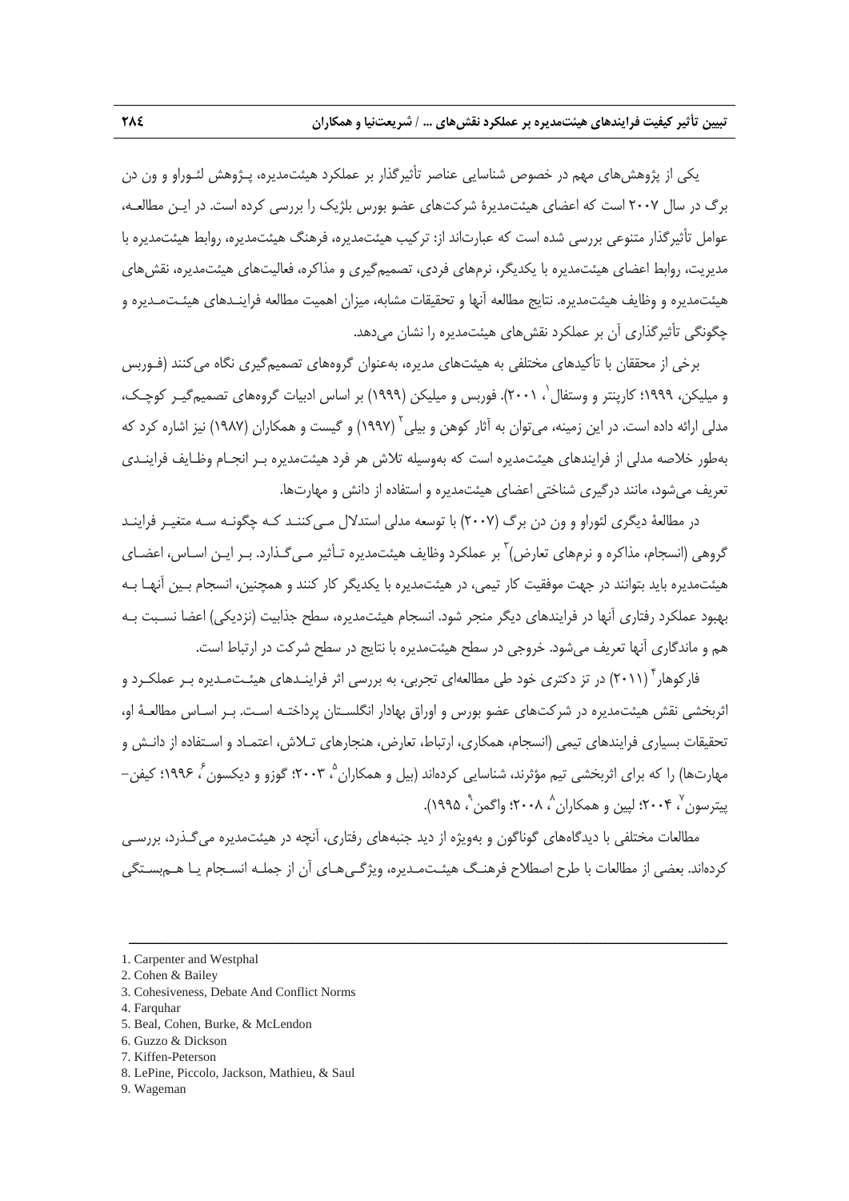یکی از پژوهش‌های مهم در خصوص شناسایی عناصر تأثیرگذار بر عملکرد هیئت‌مدیره، پـژوهش لئـوراو و ون دن برگ در سال ۲۰۰۷ است که اعضای هیئت‌مدیرۀ شرکت‌های عضو بورس بلژیک را بررسی کرده است. در ایـن مطالعـه، عوامل تأثیرگذار متنوعی بررسی شده است که عبارت‌اند از: ترکیب هیئت‌مدیره، فرهنگ هیئت‌مدیره، روابط هیئت‌مدیره با مدیریت، روابط اعضای هیئت‌مدیره با یکدیگر، نرم‌های فردی، تصمیم‌گیری و مذاکره، فعالیت‌های هیئت‌مدیره، نقش‌های هیئت‌مدیره و وظایف هیئت‌مدیره. نتایج مطالعه آنها و تحقیقات مشابه، میزان اهمیت مطالعه فراینـدهای هیئـت‌مـدیره و چگونگی تأثیرگذاری آن بر عملکرد نقش‌های هیئت‌مدیره را نشان می‌دهد.

برخی از محققان با تأکیدهای مختلفی به هیئت‌های مدیره، به‌عنوان گروه‌های تصمیم‌گیری نگاه می‌کنند (فـوربس و میلیکن، ۱۹۹۹؛ کارپنتر و وستفال[1]، ۲۰۰۱). فوربس و میلیکن (۱۹۹۹) بر اساس ادبیات گروه‌های تصمیم‌گیـر کوچـک، مدلی ارائه داده است. در این زمینه، می‌توان به آثار کوهن و بیلی[2] (۱۹۹۷) و گیست و همکاران (۱۹۸۷) نیز اشاره کرد که به‌طور خلاصه مدلی از فرایندهای هیئت‌مدیره است که به‌وسیله تلاش هر فرد هیئت‌مدیره بـر انجـام وظـایف فراینـدی تعریف می‌شود، مانند درگیری شناختی اعضای هیئت‌مدیره و استفاده از دانش و مهارت‌ها.

در مطالعۀ دیگری لئوراو و ون دن برگ (۲۰۰۷) با توسعه مدلی استدلال مـی‌کننـد کـه چگونـه سـه متغیـر فراینـد گروهی (انسجام، مذاکره و نرم‌های تعارض)[3] بر عملکرد وظایف هیئت‌مدیره تـأثیر مـی‌گـذارد. بـر ایـن اسـاس، اعضـای هیئت‌مدیره باید بتوانند در جهت موفقیت کار تیمی، در هیئت‌مدیره با یکدیگر کار کنند و همچنین، انسجام بـین آنهـا بـه بهبود عملکرد رفتاری آنها در فرایندهای دیگر منجر شود. انسجام هیئت‌مدیره، سطح جذابیت (نزدیکی) اعضا نسـبت بـه هم و ماندگاری آنها تعریف می‌شود. خروجی در سطح هیئت‌مدیره با نتایج در سطح شرکت در ارتباط است.

فارکوهار[4] (۲۰۱۱) در تز دکتری خود طی مطالعه‌ای تجربی، به بررسی اثر فراینـدهای هیئـت‌مـدیره بـر عملکـرد و اثربخشی نقش هیئت‌مدیره در شرکت‌های عضو بورس و اوراق بهادار انگلسـتان پرداختـه اسـت. بـر اسـاس مطالعـۀ او، تحقیقات بسیاری فرایندهای تیمی (انسجام، همکاری، ارتباط، تعارض، هنجارهای تـلاش، اعتمـاد و اسـتفاده از دانـش و مهارت‌ها) را که برای اثربخشی تیم مؤثرند، شناسایی کرده‌اند (بیل و همکاران[5]، ۲۰۰۳؛ گوزو و دیکسون[6]، ۱۹۹۶؛ کیفن–پیترسون[7]، ۲۰۰۴؛ لپین و همکاران[8]، ۲۰۰۸؛ واگمن[9]، ۱۹۹۵).

مطالعات مختلفی با دیدگاه‌های گوناگون و به‌ویژه از دید جنبه‌های رفتاری، آنچه در هیئت‌مدیره می‌گـذرد، بررسـی کرده‌اند. بعضی از مطالعات با طرح اصطلاح فرهنـگ هیئـت‌مـدیره، ویژگـی‌هـای آن از جملـه انسـجام یـا هـم‌بسـتگی

---

1. Carpenter and Westphal
2. Cohen & Bailey
3. Cohesiveness, Debate And Conflict Norms
4. Farquhar
5. Beal, Cohen, Burke, & McLendon
6. Guzzo & Dickson
7. Kiffen-Peterson
8. LePine, Piccolo, Jackson, Mathieu, & Saul
9. Wageman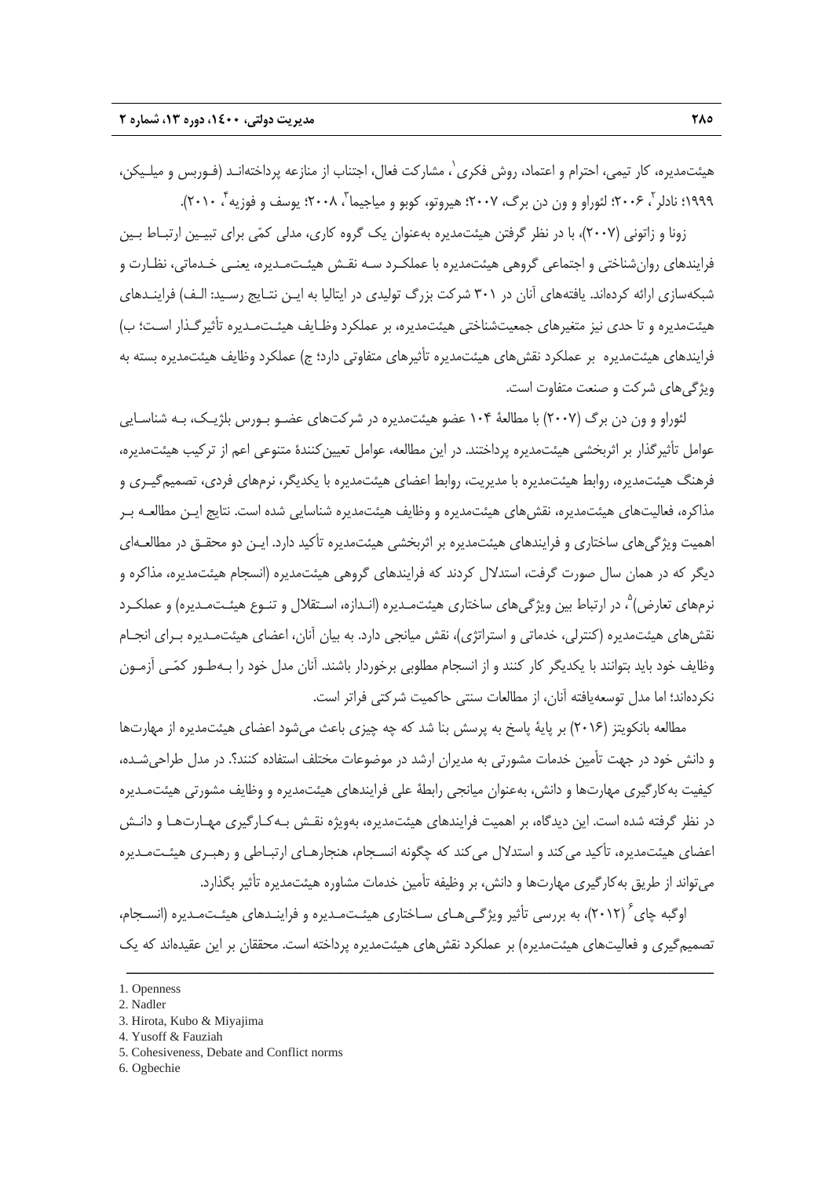هیئت‌مدیره، کار تیمی، احترام و اعتماد، روش فکری[1]، مشارکت فعال، اجتناب از منازعه پرداخته‌اند (فوربس و میلیکن، ۱۹۹۹؛ نادلر[2]، ۲۰۰۶؛ لئوراو و ون دن برگ، ۲۰۰۷؛ هیروتو، کوبو و میاجیما[3]، ۲۰۰۸؛ یوسف و فوزیه[4]، ۲۰۱۰).

زونا و زاتونی (۲۰۰۷)، با در نظر گرفتن هیئت‌مدیره به‌عنوان یک گروه کاری، مدلی کمّی برای تبیین ارتباط بین فرایندهای روان‌شناختی و اجتماعی گروهی هیئت‌مدیره با عملکرد سه نقش هیئت‌مدیره، یعنی خدماتی، نظارت و شبکه‌سازی ارائه کرده‌اند. یافته‌های آنان در ۳۰۱ شرکت بزرگ تولیدی در ایتالیا به این نتایج رسید: الف) فرایندهای هیئت‌مدیره و تا حدی نیز متغیرهای جمعیت‌شناختی هیئت‌مدیره، بر عملکرد وظایف هیئت‌مدیره تأثیرگذار است؛ ب) فرایندهای هیئت‌مدیره بر عملکرد نقش‌های هیئت‌مدیره تأثیرهای متفاوتی دارد؛ ج) عملکرد وظایف هیئت‌مدیره بسته به ویژگی‌های شرکت و صنعت متفاوت است.

لئوراو و ون دن برگ (۲۰۰۷) با مطالعهٔ ۱۰۴ عضو هیئت‌مدیره در شرکت‌های عضو بورس بلژیک، به شناسایی عوامل تأثیرگذار بر اثربخشی هیئت‌مدیره پرداختند. در این مطالعه، عوامل تعیین‌کنندهٔ متنوعی اعم از ترکیب هیئت‌مدیره، فرهنگ هیئت‌مدیره، روابط هیئت‌مدیره با مدیریت، روابط اعضای هیئت‌مدیره با یکدیگر، نرم‌های فردی، تصمیم‌گیری و مذاکره، فعالیت‌های هیئت‌مدیره، نقش‌های هیئت‌مدیره و وظایف هیئت‌مدیره شناسایی شده است. نتایج این مطالعه بر اهمیت ویژگی‌های ساختاری و فرایندهای هیئت‌مدیره بر اثربخشی هیئت‌مدیره تأکید دارد. این دو محقق در مطالعه‌ای دیگر که در همان سال صورت گرفت، استدلال کردند که فرایندهای گروهی هیئت‌مدیره (انسجام هیئت‌مدیره، مذاکره و نرم‌های تعارض)[5]، در ارتباط بین ویژگی‌های ساختاری هیئت‌مدیره (اندازه، استقلال و تنوع هیئت‌مدیره) و عملکرد نقش‌های هیئت‌مدیره (کنترلی، خدماتی و استراتژی)، نقش میانجی دارد. به بیان آنان، اعضای هیئت‌مدیره برای انجام وظایف خود باید بتوانند با یکدیگر کار کنند و از انسجام مطلوبی برخوردار باشند. آنان مدل خود را به‌طور کمّی آزمون نکرده‌اند؛ اما مدل توسعه‌یافته آنان، از مطالعات سنتی حاکمیت شرکتی فراتر است.

مطالعه بانکویتز (۲۰۱۶) بر پایهٔ پاسخ به پرسش بنا شد که چه چیزی باعث می‌شود اعضای هیئت‌مدیره از مهارت‌ها و دانش خود در جهت تأمین خدمات مشورتی به مدیران ارشد در موضوعات مختلف استفاده کنند؟. در مدل طراحی‌شده، کیفیت به‌کارگیری مهارت‌ها و دانش، به‌عنوان میانجی رابطهٔ علی فرایندهای هیئت‌مدیره و وظایف مشورتی هیئت‌مدیره در نظر گرفته شده است. این دیدگاه، بر اهمیت فرایندهای هیئت‌مدیره، به‌ویژه نقش به‌کارگیری مهارت‌ها و دانش اعضای هیئت‌مدیره، تأکید می‌کند و استدلال می‌کند که چگونه انسجام، هنجارهای ارتباطی و رهبری هیئت‌مدیره می‌تواند از طریق به‌کارگیری مهارت‌ها و دانش، بر وظیفه تأمین خدمات مشاوره هیئت‌مدیره تأثیر بگذارد.

اوگبه چای[6] (۲۰۱۲)، به بررسی تأثیر ویژگی‌های ساختاری هیئت‌مدیره و فرایندهای هیئت‌مدیره (انسجام، تصمیم‌گیری و فعالیت‌های هیئت‌مدیره) بر عملکرد نقش‌های هیئت‌مدیره پرداخته است. محققان بر این عقیده‌اند که یک

---

1. Openness
2. Nadler
3. Hirota, Kubo & Miyajima
4. Yusoff & Fauziah
5. Cohesiveness, Debate and Conflict norms
6. Ogbechie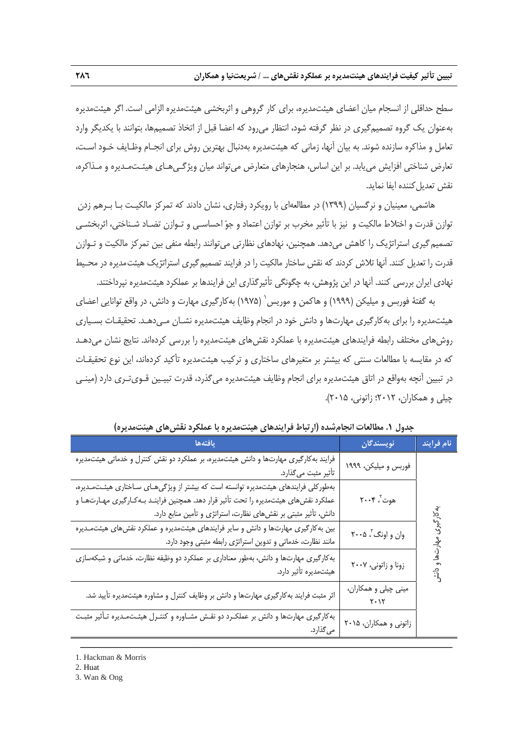سطح حداقلی از انسجام میان اعضای هیئت‌مدیره، برای کار گروهی و اثربخشی هیئت‌مدیره الزامی است. اگر هیئت‌مدیره به‌عنوان یک گروه تصمیم‌گیری در نظر گرفته شود، انتظار می‌رود که اعضا قبل از اتخاذ تصمیم‌ها، بتوانند با یکدیگر وارد تعامل و مذاکره سازنده شوند. به بیان آنها، زمانی که هیئت‌مدیره به‌دنبال بهترین روش برای انجام وظایف خود است، تعارض شناختی افزایش می‌یابد. بر این اساس، هنجارهای متعارض می‌تواند میان ویژگی‌های هیئت‌مدیره و مذاکره، نقش تعدیل‌کننده ایفا نماید.

هاشمی، معینیان و نرگسیان (۱۳۹۹) در مطالعه‌ای با رویکرد رفتاری، نشان دادند که تمرکز مالکیت با برهم زدن توازن قدرت و اختلاط مالکیت و نیز با تأثیر مخرب بر توازن اعتماد و جوّ احساسی و توازن تضاد شناختی، اثربخشی تصمیم‌گیری استراتژیک را کاهش می‌دهد. همچنین، نهادهای نظارتی می‌توانند رابطه منفی بین تمرکز مالکیت و توازن قدرت را تعدیل کنند. آنها تلاش کردند که نقش ساختار مالکیت را در فرایند تصمیم‌گیری استراتژیک هیئت‌مدیره در محیط نهادی ایران بررسی کنند. آنها در این پژوهش، به چگونگی تأثیرگذاری این فرایندها بر عملکرد هیئت‌مدیره نپرداختند.

به گفتهٔ فوربس و میلیکن (۱۹۹۹) و هاکمن و موریس[1] (۱۹۷۵) به‌کارگیری مهارت و دانش، در واقع توانایی اعضای هیئت‌مدیره را برای به‌کارگیری مهارت‌ها و دانش خود در انجام وظایف هیئت‌مدیره نشان می‌دهد. تحقیقات بسیاری روش‌های مختلف رابطه فرایندهای هیئت‌مدیره با عملکرد نقش‌های هیئت‌مدیره را بررسی کرده‌اند. نتایج نشان می‌دهد که در مقایسه با مطالعات سنتی که بیشتر بر متغیرهای ساختاری و ترکیب هیئت‌مدیره تأکید کرده‌اند، این نوع تحقیقات در تبیین آنچه به‌واقع در اتاق هیئت‌مدیره برای انجام وظایف هیئت‌مدیره می‌گذرد، قدرت تبیین قوی‌تری دارد (مینی چیلی و همکاران، ۲۰۱۲؛ زاتونی، ۲۰۱۵).

**جدول ۱. مطالعات انجام‌شده (ارتباط فرایندهای هیئت‌مدیره با عملکرد نقش‌های هیئت‌مدیره)**

| نام فرایند | نویسندگان | یافته‌ها |
|---|---|---|
| به‌کارگیری مهارت‌ها و دانش | فوربس و میلیکن، ۱۹۹۹ | فرایند به‌کارگیری مهارت‌ها و دانش هیئت‌مدیره، بر عملکرد دو نقش کنترل و خدماتی هیئت‌مدیره تأثیر مثبت می‌گذارد. |
| | هوت[2]، ۲۰۰۴ | به‌طورکلی فرایندهای هیئت‌مدیره توانسته است که بیشتر از ویژگی‌های ساختاری هیئت‌مدیره، عملکرد نقش‌های هیئت‌مدیره را تحت تأثیر قرار دهد. همچنین فرایند به‌کارگیری مهارت‌ها و دانش، تأثیر مثبتی بر نقش‌های نظارت، استراتژی و تأمین منابع دارد. |
| | وان و اونگ[3]، ۲۰۰۵ | بین به‌کارگیری مهارت‌ها و دانش و سایر فرایندهای هیئت‌مدیره و عملکرد نقش‌های هیئت‌مدیره مانند نظارت، خدماتی و تدوین استراتژی رابطه مثبتی وجود دارد. |
| | زونا و زاتونی، ۲۰۰۷ | به‌کارگیری مهارت‌ها و دانش، به‌طور معناداری بر عملکرد دو وظیفه نظارت، خدماتی و شبکه‌سازی هیئت‌مدیره تأثیر دارد. |
| | مینی چیلی و همکاران، ۲۰۱۲ | اثر مثبت فرایند به‌کارگیری مهارت‌ها و دانش بر وظایف کنترل و مشاوره هیئت‌مدیره تأیید شد. |
| | زاتونی و همکاران، ۲۰۱۵ | به‌کارگیری مهارت‌ها و دانش بر عملکرد دو نقش مشاوره و کنترل هیئت‌مدیره تأثیر مثبت می‌گذارد. |

---

1. Hackman & Morris
2. Huat
3. Wan & Ong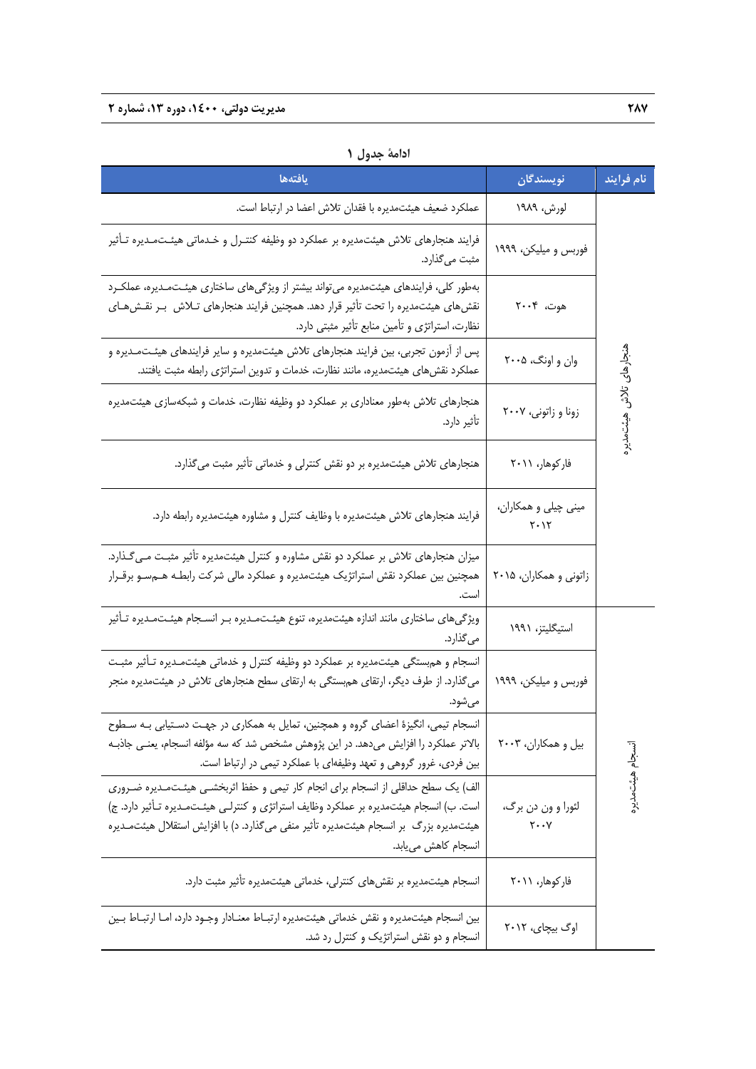ادامهٔ جدول ۱

| نام فرایند | نویسندگان | یافته‌ها |
|---|---|---|
| هنجارهای تلاش هیئت‌مدیره | لورش، ۱۹۸۹ | عملکرد ضعیف هیئت‌مدیره با فقدان تلاش اعضا در ارتباط است. |
| | فوربس و میلیکن، ۱۹۹۹ | فرایند هنجارهای تلاش هیئت‌مدیره بر عملکرد دو وظیفه کنترل و خدماتی هیئت‌مدیره تأثیر مثبت می‌گذارد. |
| | هوت، ۲۰۰۴ | به‌طور کلی، فرایندهای هیئت‌مدیره می‌تواند بیشتر از ویژگی‌های ساختاری هیئت‌مدیره، عملکرد نقش‌های هیئت‌مدیره را تحت تأثیر قرار دهد. همچنین فرایند هنجارهای تلاش بر نقش‌های نظارت، استراتژی و تأمین منابع تأثیر مثبتی دارد. |
| | وان و اونگ، ۲۰۰۵ | پس از آزمون تجربی، بین فرایند هنجارهای تلاش هیئت‌مدیره و سایر فرایندهای هیئت‌مدیره و عملکرد نقش‌های هیئت‌مدیره، مانند نظارت، خدمات و تدوین استراتژی رابطه مثبت یافتند. |
| | زونا و زاتونی، ۲۰۰۷ | هنجارهای تلاش به‌طور معناداری بر عملکرد دو وظیفه نظارت، خدمات و شبکه‌سازی هیئت‌مدیره تأثیر دارد. |
| | فارکوهار، ۲۰۱۱ | هنجارهای تلاش هیئت‌مدیره بر دو نقش کنترلی و خدماتی تأثیر مثبت می‌گذارد. |
| | مینی چیلی و همکاران، ۲۰۱۲ | فرایند هنجارهای تلاش هیئت‌مدیره با وظایف کنترل و مشاوره هیئت‌مدیره رابطه دارد. |
| | زاتونی و همکاران، ۲۰۱۵ | میزان هنجارهای تلاش بر عملکرد دو نقش مشاوره و کنترل هیئت‌مدیره تأثیر مثبت می‌گذارد. همچنین بین عملکرد نقش استراتژیک هیئت‌مدیره و عملکرد مالی شرکت رابطه هم‌سو برقرار است. |
| انسجام هیئت‌مدیره | استیگلیتز، ۱۹۹۱ | ویژگی‌های ساختاری مانند اندازه هیئت‌مدیره، تنوع هیئت‌مدیره بر انسجام هیئت‌مدیره تأثیر می‌گذارد. |
| | فوربس و میلیکن، ۱۹۹۹ | انسجام و هم‌بستگی هیئت‌مدیره بر عملکرد دو وظیفه کنترل و خدماتی هیئت‌مدیره تأثیر مثبت می‌گذارد. از طرف دیگر، ارتقای هم‌بستگی به ارتقای سطح هنجارهای تلاش در هیئت‌مدیره منجر می‌شود. |
| | بیل و همکاران، ۲۰۰۳ | انسجام تیمی، انگیزهٔ اعضای گروه و همچنین، تمایل به همکاری در جهت دستیابی به سطوح بالاتر عملکرد را افزایش می‌دهد. در این پژوهش مشخص شد که سه مؤلفه انسجام، یعنی جاذبه بین فردی، غرور گروهی و تعهد وظیفه‌ای با عملکرد تیمی در ارتباط است. |
| | لئورا و ون دن برگ، ۲۰۰۷ | الف) یک سطح حداقلی از انسجام برای انجام کار تیمی و حفظ اثربخشی هیئت‌مدیره ضروری است. ب) انسجام هیئت‌مدیره بر عملکرد وظایف استراتژی و کنترلی هیئت‌مدیره تأثیر دارد. ج) هیئت‌مدیره بزرگ بر انسجام هیئت‌مدیره تأثیر منفی می‌گذارد. د) با افزایش استقلال هیئت‌مدیره انسجام کاهش می‌یابد. |
| | فارکوهار، ۲۰۱۱ | انسجام هیئت‌مدیره بر نقش‌های کنترلی، خدماتی هیئت‌مدیره تأثیر مثبت دارد. |
| | اوگ بیچای، ۲۰۱۲ | بین انسجام هیئت‌مدیره و نقش خدماتی هیئت‌مدیره ارتباط معنادار وجود دارد، اما ارتباط بین انسجام و دو نقش استراتژیک و کنترل رد شد. |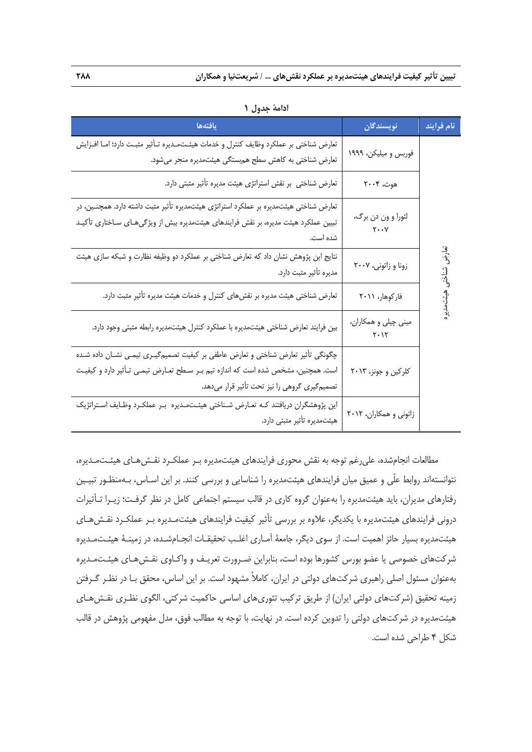ادامهٔ جدول ۱

| نام فرایند | نویسندگان | یافته‌ها |
|---|---|---|
| تعارض شناختی هیئت‌مدیره | فوربس و میلیکن، ۱۹۹۹ | تعارض شناختی بر عملکرد وظایف کنترل و خدمات هیئت‌مدیره تأثیر مثبت دارد؛ اما افزایش تعارض شناختی به کاهش سطح هم‌بستگی هیئت‌مدیره منجر می‌شود. |
| | هوت، ۲۰۰۴ | تعارض شناختی بر نقش استراتژی هیئت مدیره تأثیر مثبتی دارد. |
| | لئورا و ون دن برگ، ۲۰۰۷ | تعارض شناختی هیئت‌مدیره بر عملکرد استراتژی هیئت‌مدیره تأثیر مثبت داشته دارد. همچنین، در تبیین عملکرد هیئت مدیره، بر نقش فرایندهای هیئت‌مدیره بیش از ویژگی‌های ساختاری تأکید شده است. |
| | زونا و زاتونی، ۲۰۰۷ | نتایج این پژوهش نشان داد که تعارض شناختی بر عملکرد دو وظیفه نظارت و شبکه سازی هیئت مدیره تأثیر مثبت دارد. |
| | فارکوهار، ۲۰۱۱ | تعارض شناختی هیئت مدیره بر نقش‌های کنترل و خدمات هیئت مدیره تأثیر مثبت دارد. |
| | مینی چیلی و همکاران، ۲۰۱۲ | بین فرایند تعارض شناختی هیئت‌مدیره با عملکرد کنترل هیئت‌مدیره رابطه مثبتی وجود دارد. |
| | کلرکین و جونز، ۲۰۱۳ | چگونگی تأثیر تعارض شناختی و تعارض عاطفی بر کیفیت تصمیم‌گیری تیمی نشان داده شده است. همچنین، مشخص شده است که اندازه تیم بر سطح تعارض تیمی تأثیر دارد و کیفیت تصمیم‌گیری گروهی را نیز تحت تأثیر قرار می‌دهد. |
| | زاتونی و همکاران، ۲۰۱۲ | این پژوهشگران دریافتند که تعارض شناختی هیئت‌مدیره بر عملکرد وظایف استراتژیک هیئت‌مدیره تأثیر مثبتی دارد. |

مطالعات انجام‌شده، علی‌رغم توجه به نقش محوری فرایندهای هیئت‌مدیره بر عملکرد نقش‌های هیئت‌مدیره، نتوانسته‌اند روابط علّی و عمیق میان فرایندهای هیئت‌مدیره را شناسایی و بررسی کنند. بر این اساس، به‌منظور تبیین رفتارهای مدیران، باید هیئت‌مدیره را به‌عنوان گروه کاری در قالب سیستم اجتماعی کامل در نظر گرفت؛ زیرا تأثیرات درونی فرایندهای هیئت‌مدیره با یکدیگر، علاوه بر بررسی تأثیر کیفیت فرایندهای هیئت‌مدیره بر عملکرد نقش‌های هیئت‌مدیره بسیار حائز اهمیت است. از سوی دیگر، جامعهٔ آماری اغلب تحقیقات انجام‌شده، در زمینهٔ هیئت‌مدیره شرکت‌های خصوصی یا عضو بورس کشورها بوده است، بنابراین ضرورت تعریف و واکاوی نقش‌های هیئت‌مدیره به‌عنوان مسئول اصلی راهبری شرکت‌های دولتی در ایران، کاملاً مشهود است. بر این اساس، محقق با در نظر گرفتن زمینه تحقیق (شرکت‌های دولتی ایران) از طریق ترکیب تئوری‌های اساسی حاکمیت شرکتی، الگوی نظری نقش‌های هیئت‌مدیره در شرکت‌های دولتی را تدوین کرده است. در نهایت، با توجه به مطالب فوق، مدل مفهومی پژوهش در قالب شکل ۴ طراحی شده است.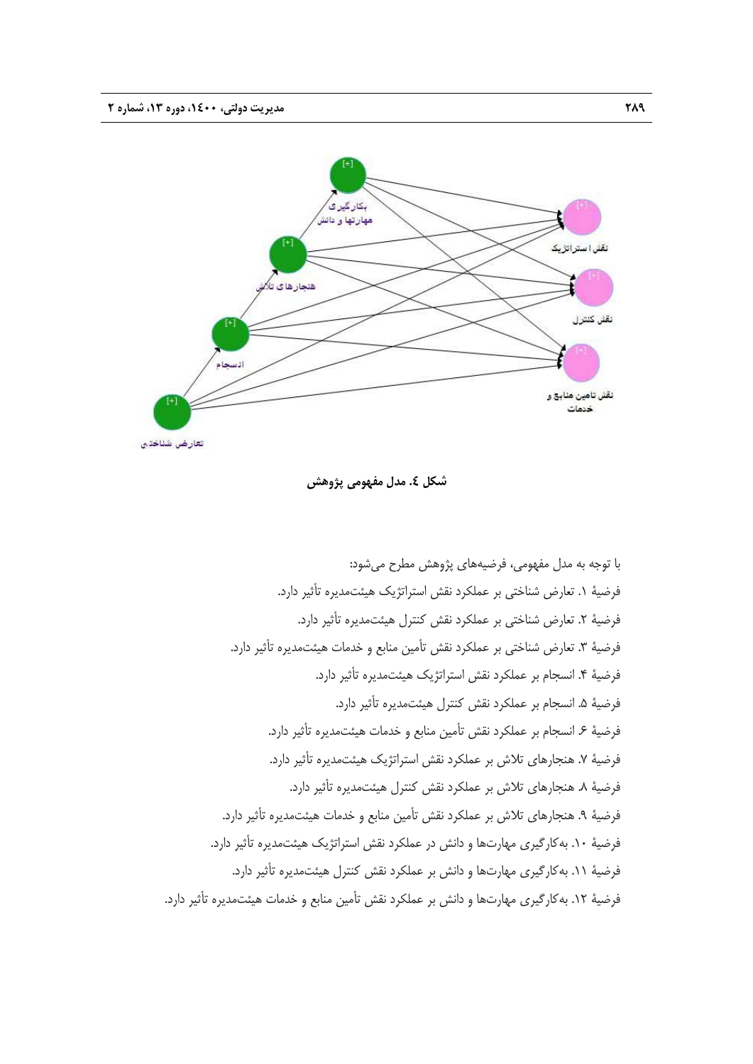شکل ٤. مدل مفهومی پژوهش

با توجه به مدل مفهومی، فرضیه‌های پژوهش مطرح می‌شود:

فرضیهٔ ۱. تعارض شناختی بر عملکرد نقش استراتژیک هیئت‌مدیره تأثیر دارد.

فرضیهٔ ۲. تعارض شناختی بر عملکرد نقش کنترل هیئت‌مدیره تأثیر دارد.

فرضیهٔ ۳. تعارض شناختی بر عملکرد نقش تأمین منابع و خدمات هیئت‌مدیره تأثیر دارد.

فرضیهٔ ۴. انسجام بر عملکرد نقش استراتژیک هیئت‌مدیره تأثیر دارد.

فرضیهٔ ۵. انسجام بر عملکرد نقش کنترل هیئت‌مدیره تأثیر دارد.

فرضیهٔ ۶. انسجام بر عملکرد نقش تأمین منابع و خدمات هیئت‌مدیره تأثیر دارد.

فرضیهٔ ۷. هنجارهای تلاش بر عملکرد نقش استراتژیک هیئت‌مدیره تأثیر دارد.

فرضیهٔ ۸. هنجارهای تلاش بر عملکرد نقش کنترل هیئت‌مدیره تأثیر دارد.

فرضیهٔ ۹. هنجارهای تلاش بر عملکرد نقش تأمین منابع و خدمات هیئت‌مدیره تأثیر دارد.

فرضیهٔ ۱۰. به‌کارگیری مهارت‌ها و دانش در عملکرد نقش استراتژیک هیئت‌مدیره تأثیر دارد.

فرضیهٔ ۱۱. به‌کارگیری مهارت‌ها و دانش بر عملکرد نقش کنترل هیئت‌مدیره تأثیر دارد.

فرضیهٔ ۱۲. به‌کارگیری مهارت‌ها و دانش بر عملکرد نقش تأمین منابع و خدمات هیئت‌مدیره تأثیر دارد.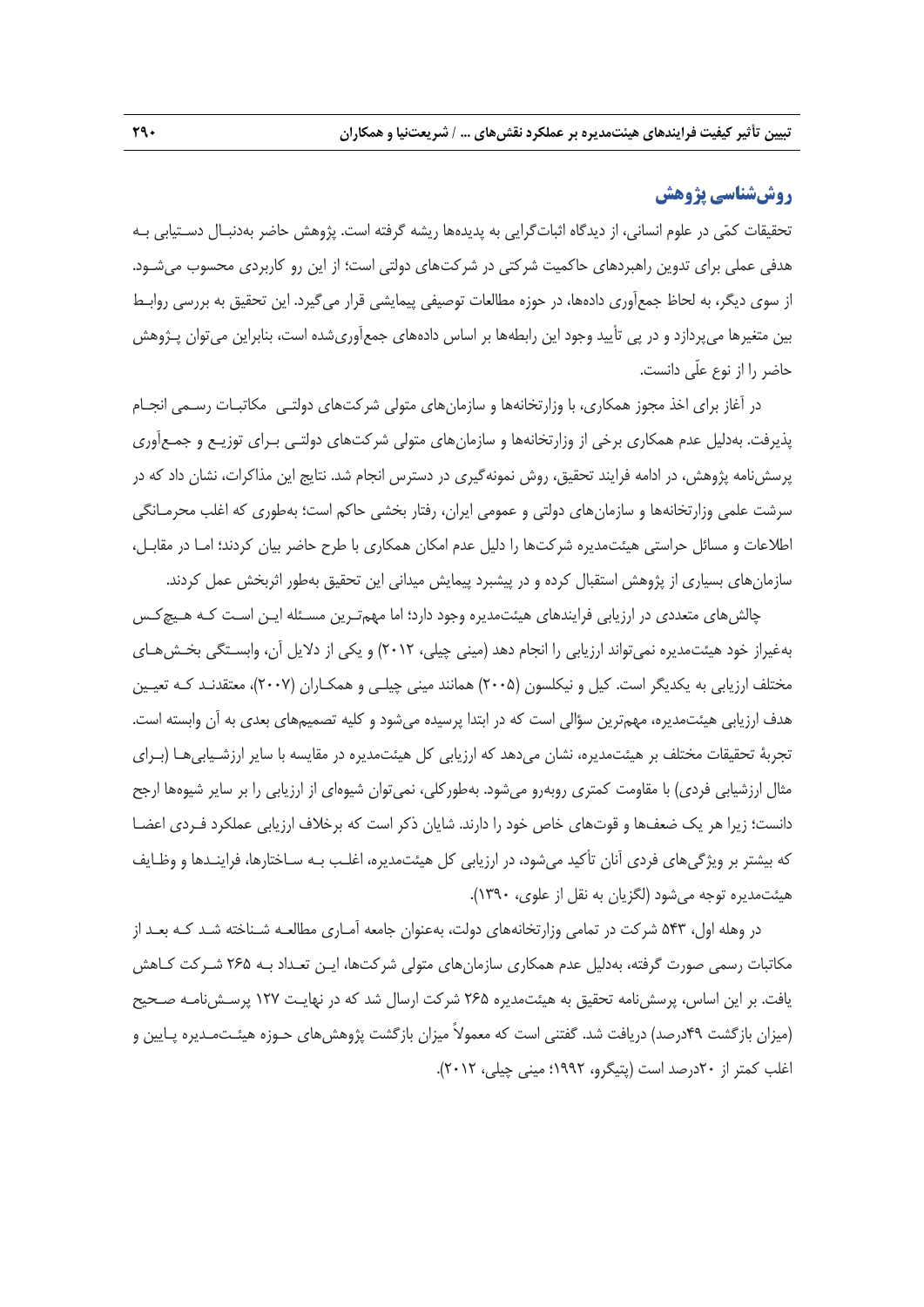## روش‌شناسی پژوهش

تحقیقات کمّی در علوم انسانی، از دیدگاه اثبات‌گرایی به پدیده‌ها ریشه گرفته است. پژوهش حاضر به‌دنبال دستیابی به هدفی عملی برای تدوین راهبردهای حاکمیت شرکتی در شرکت‌های دولتی است؛ از این رو کاربردی محسوب می‌شود. از سوی دیگر، به لحاظ جمع‌آوری داده‌ها، در حوزه مطالعات توصیفی پیمایشی قرار می‌گیرد. این تحقیق به بررسی روابط بین متغیرها می‌پردازد و در پی تأیید وجود این رابطه‌ها بر اساس داده‌های جمع‌آوری‌شده است، بنابراین می‌توان پژوهش حاضر را از نوع علّی دانست.

در آغاز برای اخذ مجوز همکاری، با وزارتخانه‌ها و سازمان‌های متولی شرکت‌های دولتی مکاتبات رسمی انجام پذیرفت. به‌دلیل عدم همکاری برخی از وزارتخانه‌ها و سازمان‌های متولی شرکت‌های دولتی برای توزیع و جمع‌آوری پرسش‌نامه پژوهش، در ادامه فرایند تحقیق، روش نمونه‌گیری در دسترس انجام شد. نتایج این مذاکرات، نشان داد که در سرشت علمی وزارتخانه‌ها و سازمان‌های دولتی و عمومی ایران، رفتار بخشی حاکم است؛ به‌طوری که اغلب محرمانگی اطلاعات و مسائل حراستی هیئت‌مدیره شرکت‌ها را دلیل عدم امکان همکاری با طرح حاضر بیان کردند؛ اما در مقابل، سازمان‌های بسیاری از پژوهش استقبال کرده و در پیشبرد پیمایش میدانی این تحقیق به‌طور اثربخش عمل کردند.

چالش‌های متعددی در ارزیابی فرایندهای هیئت‌مدیره وجود دارد؛ اما مهم‌ترین مسئله این است که هیچ‌کس به‌غیراز خود هیئت‌مدیره نمی‌تواند ارزیابی را انجام دهد (مینی چیلی، ۲۰۱۲) و یکی از دلایل آن، وابستگی بخش‌های مختلف ارزیابی به یکدیگر است. کیل و نیکلسون (۲۰۰۵) همانند مینی چیلی و همکاران (۲۰۰۷)، معتقدند که تعیین هدف ارزیابی هیئت‌مدیره، مهم‌ترین سؤالی است که در ابتدا پرسیده می‌شود و کلیه تصمیم‌های بعدی به آن وابسته است. تجربهٔ تحقیقات مختلف بر هیئت‌مدیره، نشان می‌دهد که ارزیابی کل هیئت‌مدیره در مقایسه با سایر ارزشیابی‌ها (برای مثال ارزشیابی فردی) با مقاومت کمتری روبه‌رو می‌شود. به‌طورکلی، نمی‌توان شیوه‌ای از ارزیابی را بر سایر شیوه‌ها ارجح دانست؛ زیرا هر یک ضعف‌ها و قوت‌های خاص خود را دارند. شایان ذکر است که برخلاف ارزیابی عملکرد فردی اعضا که بیشتر بر ویژگی‌های فردی آنان تأکید می‌شود، در ارزیابی کل هیئت‌مدیره، اغلب به ساختارها، فرایندها و وظایف هیئت‌مدیره توجه می‌شود (لگزیان به نقل از علوی، ۱۳۹۰).

در وهله اول، ۵۴۳ شرکت در تمامی وزارتخانه‌های دولت، به‌عنوان جامعه آماری مطالعه شناخته شد که بعد از مکاتبات رسمی صورت گرفته، به‌دلیل عدم همکاری سازمان‌های متولی شرکت‌ها، این تعداد به ۲۶۵ شرکت کاهش یافت. بر این اساس، پرسش‌نامه تحقیق به هیئت‌مدیره ۲۶۵ شرکت ارسال شد که در نهایت ۱۲۷ پرسش‌نامه صحیح (میزان بازگشت ۴۹درصد) دریافت شد. گفتنی است که معمولاً میزان بازگشت پژوهش‌های حوزه هیئت‌مدیره پایین و اغلب کمتر از ۲۰درصد است (پتیگرو، ۱۹۹۲؛ مینی چیلی، ۲۰۱۲).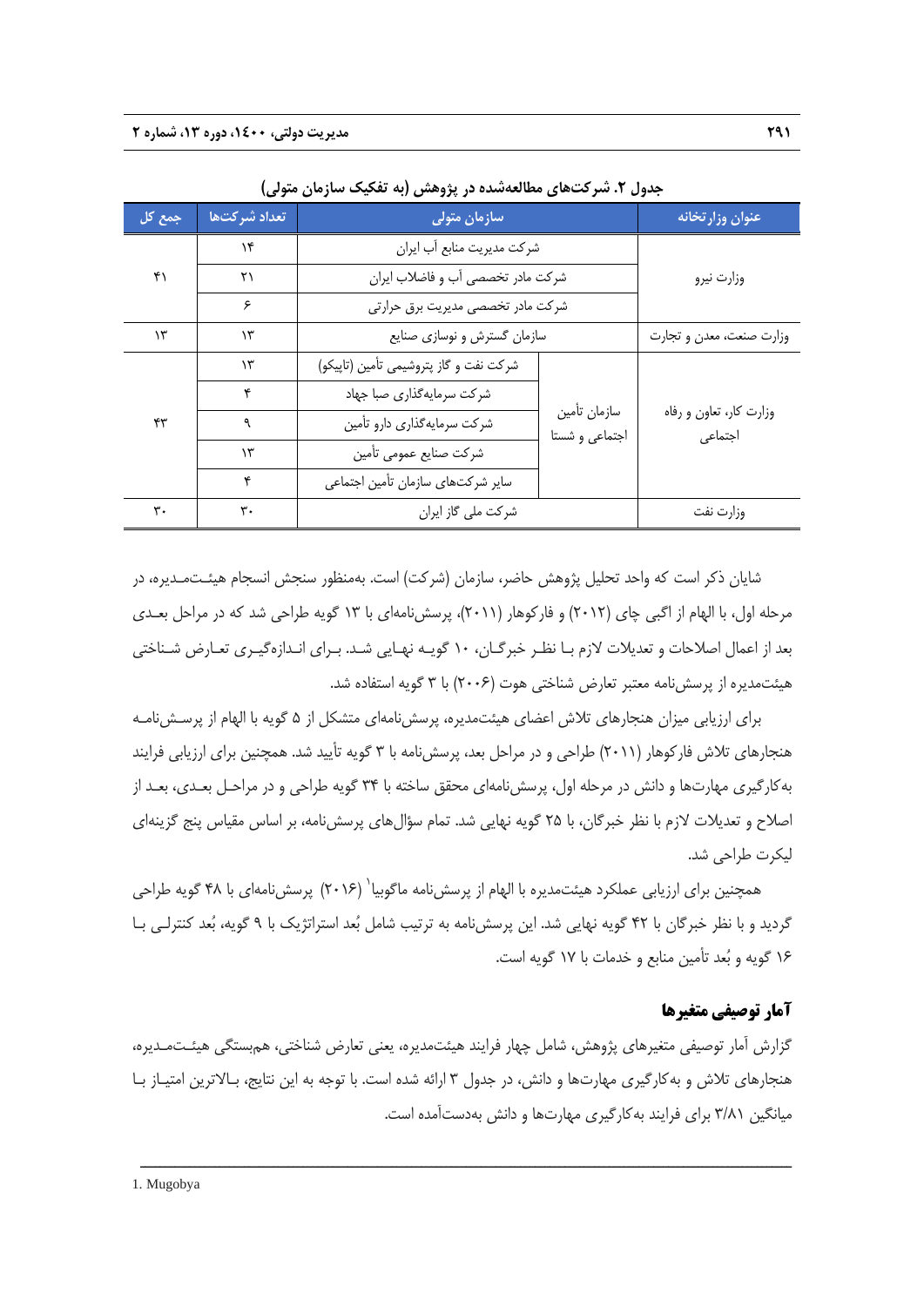جدول ۲. شرکت‌های مطالعه‌شده در پژوهش (به تفکیک سازمان متولی)

| عنوان وزارتخانه | سازمان متولی | | تعداد شرکت‌ها | جمع کل |
|---|---|---|---|---|
| وزارت نیرو | شرکت مدیریت منابع آب ایران | | ۱۴ | ۴۱ |
| | شرکت مادر تخصصی آب و فاضلاب ایران | | ۲۱ | |
| | شرکت مادر تخصصی مدیریت برق حرارتی | | ۶ | |
| وزارت صنعت، معدن و تجارت | سازمان گسترش و نوسازی صنایع | | ۱۳ | ۱۳ |
| وزارت کار، تعاون و رفاه اجتماعی | سازمان تأمین اجتماعی و شستا | شرکت نفت و گاز پتروشیمی تأمین (تاپیکو) | ۱۳ | ۴۳ |
| | | شرکت سرمایه‌گذاری صبا جهاد | ۴ | |
| | | شرکت سرمایه‌گذاری دارو تأمین | ۹ | |
| | | شرکت صنایع عمومی تأمین | ۱۳ | |
| | | سایر شرکت‌های سازمان تأمین اجتماعی | ۴ | |
| وزارت نفت | شرکت ملی گاز ایران | | ۳۰ | ۳۰ |

شایان ذکر است که واحد تحلیل پژوهش حاضر، سازمان (شرکت) است. به‌منظور سنجش انسجام هیئت‌مدیره، در مرحله اول، با الهام از اگبی چای (۲۰۱۲) و فارکوهار (۲۰۱۱)، پرسش‌نامه‌ای با ۱۳ گویه طراحی شد که در مراحل بعدی بعد از اعمال اصلاحات و تعدیلات لازم با نظر خبرگان، ۱۰ گویه نهایی شد. برای اندازه‌گیری تعارض شناختی هیئت‌مدیره از پرسش‌نامه معتبر تعارض شناختی هوت (۲۰۰۶) با ۳ گویه استفاده شد.

برای ارزیابی میزان هنجارهای تلاش اعضای هیئت‌مدیره، پرسش‌نامه‌ای متشکل از ۵ گویه با الهام از پرسش‌نامه هنجارهای تلاش فارکوهار (۲۰۱۱) طراحی و در مراحل بعد، پرسش‌نامه با ۳ گویه تأیید شد. همچنین برای ارزیابی فرایند به‌کارگیری مهارت‌ها و دانش در مرحله اول، پرسش‌نامه‌ای محقق ساخته با ۳۴ گویه طراحی و در مراحل بعدی، بعد از اصلاح و تعدیلات لازم با نظر خبرگان، با ۲۵ گویه نهایی شد. تمام سؤال‌های پرسش‌نامه، بر اساس مقیاس پنج گزینه‌ای لیکرت طراحی شد.

همچنین برای ارزیابی عملکرد هیئت‌مدیره با الهام از پرسش‌نامه ماگوبیا[1] (۲۰۱۶) پرسش‌نامه‌ای با ۴۸ گویه طراحی گردید و با نظر خبرگان با ۴۲ گویه نهایی شد. این پرسش‌نامه به ترتیب شامل بُعد استراتژیک با ۹ گویه، بُعد کنترلی با ۱۶ گویه و بُعد تأمین منابع و خدمات با ۱۷ گویه است.

## آمار توصیفی متغیرها

گزارش آمار توصیفی متغیرهای پژوهش، شامل چهار فرایند هیئت‌مدیره، یعنی تعارض شناختی، همبستگی هیئت‌مدیره، هنجارهای تلاش و به‌کارگیری مهارت‌ها و دانش، در جدول ۳ ارائه شده است. با توجه به این نتایج، بالاترین امتیاز با میانگین ۳/۸۱ برای فرایند به‌کارگیری مهارت‌ها و دانش به‌دست‌آمده است.

---

1. Mugobya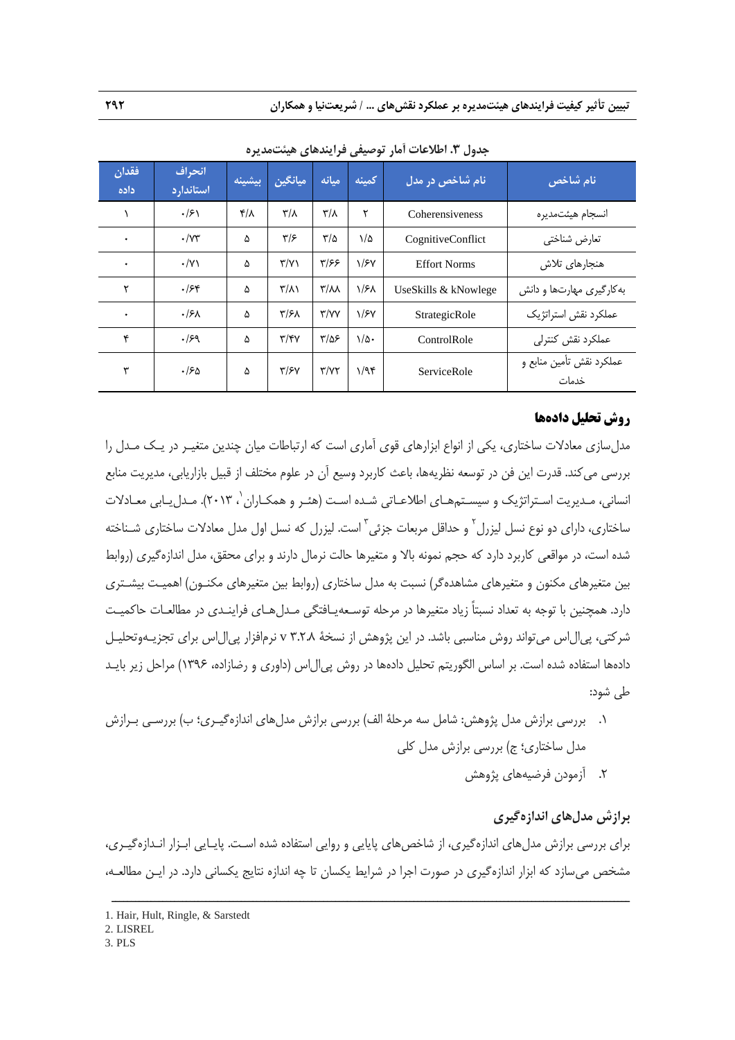جدول ۳. اطلاعات آمار توصیفی فرایندهای هیئت‌مدیره

| نام شاخص | نام شاخص در مدل | کمینه | میانه | میانگین | بیشینه | انحراف استاندارد | فقدان داده |
|---|---|---|---|---|---|---|---|
| انسجام هیئت‌مدیره | Coherensiveness | ۲ | ۳/۸ | ۳/۸ | ۴/۸ | ۰/۶۱ | ۱ |
| تعارض شناختی | CognitiveConflict | ۱/۵ | ۳/۵ | ۳/۶ | ۵ | ۰/۷۳ | ۰ |
| هنجارهای تلاش | Effort Norms | ۱/۶۷ | ۳/۶۶ | ۳/۷۱ | ۵ | ۰/۷۱ | ۰ |
| به‌کارگیری مهارت‌ها و دانش | UseSkills & kNowlege | ۱/۶۸ | ۳/۸۸ | ۳/۸۱ | ۵ | ۰/۶۴ | ۲ |
| عملکرد نقش استراتژیک | StrategicRole | ۱/۶۷ | ۳/۷۷ | ۳/۶۸ | ۵ | ۰/۶۸ | ۰ |
| عملکرد نقش کنترلی | ControlRole | ۱/۵۰ | ۳/۵۶ | ۳/۴۷ | ۵ | ۰/۶۹ | ۴ |
| عملکرد نقش تأمین منابع و خدمات | ServiceRole | ۱/۹۴ | ۳/۷۲ | ۳/۶۷ | ۵ | ۰/۶۵ | ۳ |

## روش تحلیل داده‌ها

مدل‌سازی معادلات ساختاری، یکی از انواع ابزارهای قوی آماری است که ارتباطات میان چندین متغیر در یک مدل را بررسی می‌کند. قدرت این فن در توسعه نظریه‌ها، باعث کاربرد وسیع آن در علوم مختلف از قبیل بازاریابی، مدیریت منابع انسانی، مدیریت استراتژیک و سیستم‌های اطلاعاتی شده است (هئر و همکاران[1]، ۲۰۱۳). مدل‌یابی معادلات ساختاری، دارای دو نوع نسل لیزرل[2] و حداقل مربعات جزئی[3] است. لیزرل که نسل اول مدل معادلات ساختاری شناخته شده است، در مواقعی کاربرد دارد که حجم نمونه بالا و متغیرها حالت نرمال دارند و برای محقق، مدل اندازه‌گیری (روابط بین متغیرهای مکنون و متغیرهای مشاهده‌گر) نسبت به مدل ساختاری (روابط بین متغیرهای مکنون) اهمیت بیشتری دارد. همچنین با توجه به تعداد نسبتاً زیاد متغیرها در مرحله توسعه‌یافتگی مدل‌های فرایندی در مطالعات حاکمیت شرکتی، پی‌ال‌اس می‌تواند روش مناسبی باشد. در این پژوهش از نسخهٔ ۳.۲.۸ v نرم‌افزار پی‌ال‌اس برای تجزیه‌وتحلیل داده‌ها استفاده شده است. بر اساس الگوریتم تحلیل داده‌ها در روش پی‌ال‌اس (داوری و رضازاده، ۱۳۹۶) مراحل زیر باید طی شود:

۱. بررسی برازش مدل پژوهش: شامل سه مرحلهٔ الف) بررسی برازش مدل‌های اندازه‌گیری؛ ب) بررسی برازش مدل ساختاری؛ ج) بررسی برازش مدل کلی

۲. آزمودن فرضیه‌های پژوهش

### برازش مدل‌های اندازه‌گیری

برای بررسی برازش مدل‌های اندازه‌گیری، از شاخص‌های پایایی و روایی استفاده شده است. پایایی ابزار اندازه‌گیری، مشخص می‌سازد که ابزار اندازه‌گیری در صورت اجرا در شرایط یکسان تا چه اندازه نتایج یکسانی دارد. در این مطالعه،

---

1. Hair, Hult, Ringle, & Sarstedt
2. LISREL
3. PLS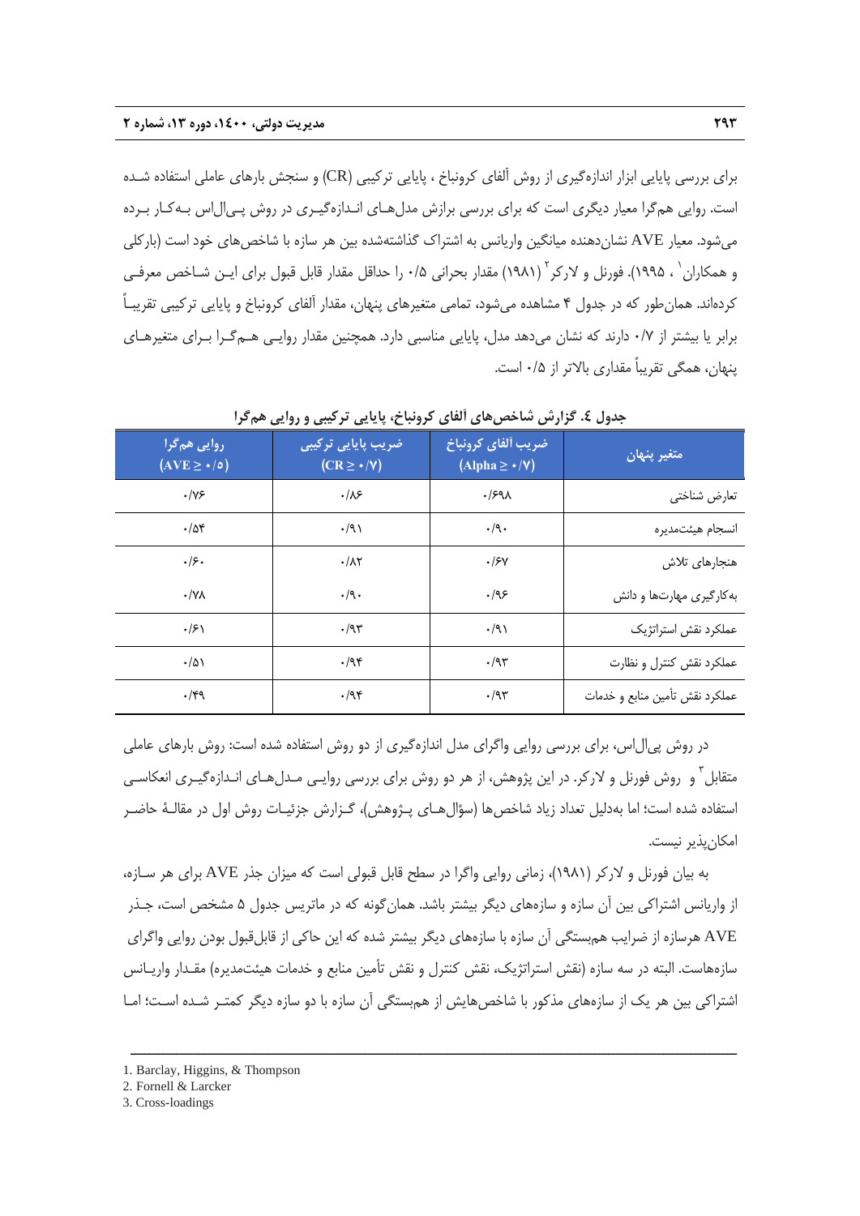برای بررسی پایایی ابزار اندازه‌گیری از روش آلفای کرونباخ ، پایایی ترکیبی (CR) و سنجش بارهای عاملی استفاده شده است. روایی هم‌گرا معیار دیگری است که برای بررسی برازش مدل‌های اندازه‌گیری در روش پی‌ال‌اس به‌کار برده می‌شود. معیار AVE نشان‌دهنده میانگین واریانس به اشتراک گذاشته‌شده بین هر سازه با شاخص‌های خود است (بارکلی و همکاران[1] ، ۱۹۹۵). فورنل و لارکر[2] (۱۹۸۱) مقدار بحرانی ۰/۵ را حداقل مقدار قابل قبول برای این شاخص معرفی کرده‌اند. همان‌طور که در جدول ۴ مشاهده می‌شود، تمامی متغیرهای پنهان، مقدار آلفای کرونباخ و پایایی ترکیبی تقریباً برابر یا بیشتر از ۰/۷ دارند که نشان می‌دهد مدل، پایایی مناسبی دارد. همچنین مقدار روایی هم‌گرا برای متغیرهای پنهان، همگی تقریباً مقداری بالاتر از ۰/۵ است.

**جدول ٤. گزارش شاخص‌های آلفای کرونباخ، پایایی ترکیبی و روایی هم‌گرا**

| متغیر پنهان | ضریب آلفای کرونباخ (Alpha ≥ ۰/۷) | ضریب پایایی ترکیبی (CR ≥ ۰/۷) | روایی هم‌گرا (AVE ≥ ۰/٥) |
|---|---|---|---|
| تعارض شناختی | ۰/۶۹۸ | ۰/۸۶ | ۰/۷۶ |
| انسجام هیئت‌مدیره | ۰/۹۰ | ۰/۹۱ | ۰/۵۴ |
| هنجارهای تلاش | ۰/۶۷ | ۰/۸۲ | ۰/۶۰ |
| به‌کارگیری مهارت‌ها و دانش | ۰/۹۶ | ۰/۹۰ | ۰/۷۸ |
| عملکرد نقش استراتژیک | ۰/۹۱ | ۰/۹۳ | ۰/۶۱ |
| عملکرد نقش کنترل و نظارت | ۰/۹۳ | ۰/۹۴ | ۰/۵۱ |
| عملکرد نقش تأمین منابع و خدمات | ۰/۹۳ | ۰/۹۴ | ۰/۴۹ |

در روش پی‌ال‌اس، برای بررسی روایی واگرای مدل اندازه‌گیری از دو روش استفاده شده است: روش بارهای عاملی متقابل[3] و روش فورنل و لارکر. در این پژوهش، از هر دو روش برای بررسی روایی مدل‌های اندازه‌گیری انعکاسی استفاده شده است؛ اما به‌دلیل تعداد زیاد شاخص‌ها (سؤال‌های پژوهش)، گزارش جزئیات روش اول در مقالهٔ حاضر امکان‌پذیر نیست.

به بیان فورنل و لارکر (۱۹۸۱)، زمانی روایی واگرا در سطح قابل قبولی است که میزان جذر AVE برای هر سازه، از واریانس اشتراکی بین آن سازه و سازه‌های دیگر بیشتر باشد. همان‌گونه که در ماتریس جدول ۵ مشخص است، جذر AVE هرسازه از ضرایب همبستگی آن سازه با سازه‌های دیگر بیشتر شده که این حاکی از قابل‌قبول بودن روایی واگرای سازه‌هاست. البته در سه سازه (نقش استراتژیک، نقش کنترل و نقش تأمین منابع و خدمات هیئت‌مدیره) مقدار واریانس اشتراکی بین هر یک از سازه‌های مذکور با شاخص‌هایش از همبستگی آن سازه با دو سازه دیگر کمتر شده است؛ اما

---

1. Barclay, Higgins, & Thompson
2. Fornell & Larcker
3. Cross-loadings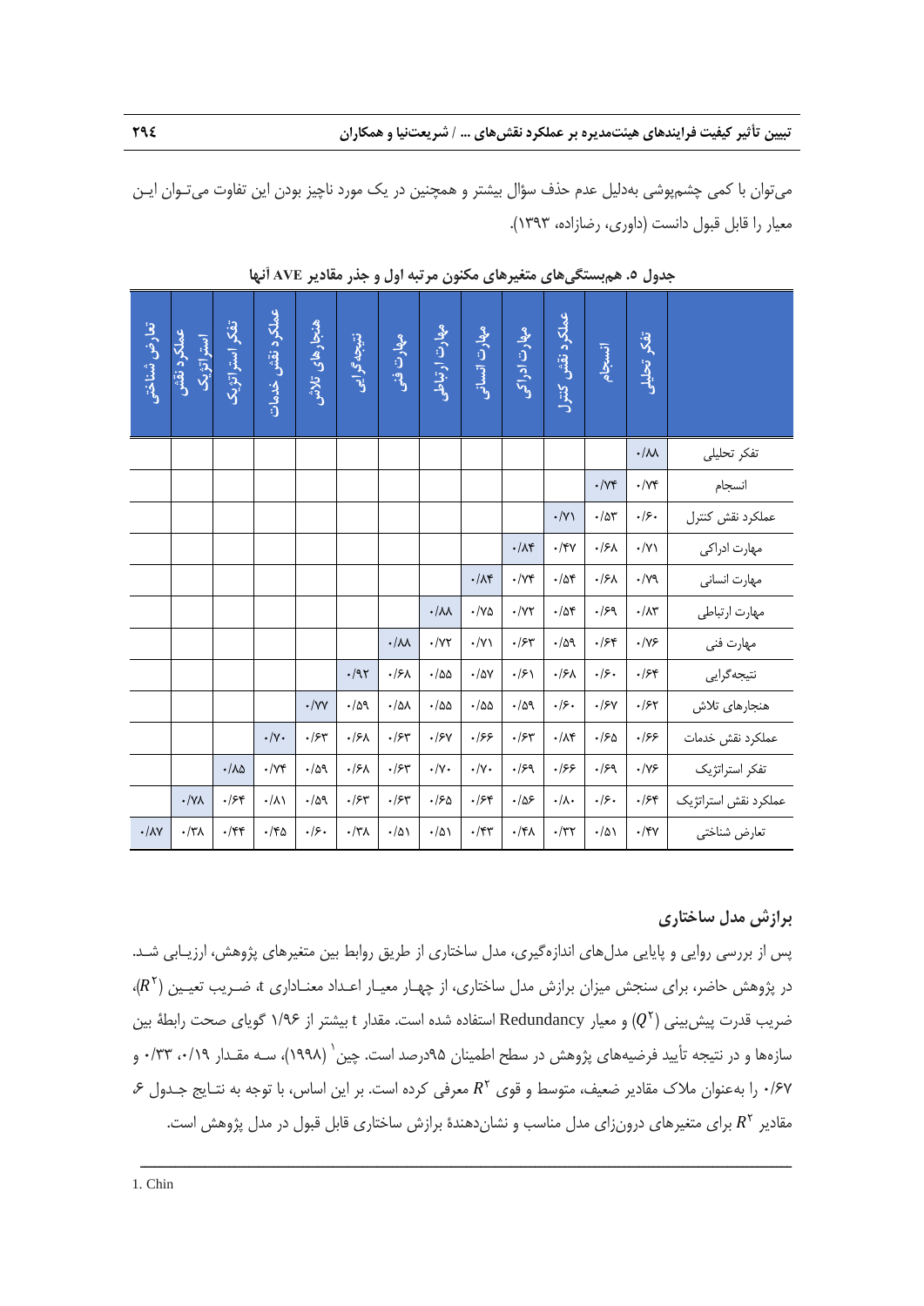می‌توان با کمی چشم‌پوشی به‌دلیل عدم حذف سؤال بیشتر و همچنین در یک مورد ناچیز بودن این تفاوت می‌توان این معیار را قابل قبول دانست (داوری، رضازاده، ۱۳۹۳).

**جدول ۵. همبستگی‌های متغیرهای مکنون مرتبه اول و جذر مقادیر AVE آنها**

| | تفکر تحلیلی | انسجام | عملکرد نقش کنترل | مهارت ادراکی | مهارت انسانی | مهارت ارتباطی | مهارت فنی | نتیجه‌گرایی | هنجارهای تلاش | عملکرد نقش خدمات | تفکر استراتژیک | عملکرد نقش استراتژیک | تعارض شناختی |
|---|---|---|---|---|---|---|---|---|---|---|---|---|---|
| تفکر تحلیلی | ۰/۸۸ | | | | | | | | | | | | |
| انسجام | ۰/۷۴ | ۰/۷۴ | | | | | | | | | | | |
| عملکرد نقش کنترل | ۰/۶۰ | ۰/۵۳ | ۰/۷۱ | | | | | | | | | | |
| مهارت ادراکی | ۰/۷۱ | ۰/۶۸ | ۰/۴۷ | ۰/۸۴ | | | | | | | | | |
| مهارت انسانی | ۰/۷۹ | ۰/۶۸ | ۰/۵۴ | ۰/۷۴ | ۰/۸۴ | | | | | | | | |
| مهارت ارتباطی | ۰/۸۳ | ۰/۶۹ | ۰/۵۴ | ۰/۷۲ | ۰/۷۵ | ۰/۸۸ | | | | | | | |
| مهارت فنی | ۰/۷۶ | ۰/۶۴ | ۰/۵۹ | ۰/۶۳ | ۰/۷۱ | ۰/۷۲ | ۰/۸۸ | | | | | | |
| نتیجه‌گرایی | ۰/۶۴ | ۰/۶۰ | ۰/۶۸ | ۰/۶۱ | ۰/۵۷ | ۰/۵۵ | ۰/۶۸ | ۰/۹۲ | | | | | |
| هنجارهای تلاش | ۰/۶۲ | ۰/۶۷ | ۰/۶۰ | ۰/۵۹ | ۰/۵۵ | ۰/۵۵ | ۰/۵۸ | ۰/۵۹ | ۰/۷۷ | | | | |
| عملکرد نقش خدمات | ۰/۶۶ | ۰/۶۵ | ۰/۸۴ | ۰/۶۳ | ۰/۶۶ | ۰/۶۷ | ۰/۶۳ | ۰/۶۸ | ۰/۶۳ | ۰/۷۰ | | | |
| تفکر استراتژیک | ۰/۷۶ | ۰/۶۹ | ۰/۶۶ | ۰/۶۹ | ۰/۷۰ | ۰/۷۰ | ۰/۶۳ | ۰/۶۸ | ۰/۵۹ | ۰/۷۴ | ۰/۸۵ | | |
| عملکرد نقش استراتژیک | ۰/۶۴ | ۰/۶۰ | ۰/۸۰ | ۰/۵۶ | ۰/۶۴ | ۰/۶۵ | ۰/۶۳ | ۰/۶۳ | ۰/۵۹ | ۰/۸۱ | ۰/۶۴ | ۰/۷۸ | |
| تعارض شناختی | ۰/۴۷ | ۰/۵۱ | ۰/۳۲ | ۰/۴۸ | ۰/۴۳ | ۰/۵۱ | ۰/۵۱ | ۰/۳۸ | ۰/۶۰ | ۰/۴۵ | ۰/۴۴ | ۰/۳۸ | ۰/۸۷ |

### برازش مدل ساختاری

پس از بررسی روایی و پایایی مدل‌های اندازه‌گیری، مدل ساختاری از طریق روابط بین متغیرهای پژوهش، ارزیابی شد. در پژوهش حاضر، برای سنجش میزان برازش مدل ساختاری، از چهار معیار اعداد معناداری t، ضریب تعیین ($R^2$)، ضریب قدرت پیش‌بینی ($Q^2$) و معیار Redundancy استفاده شده است. مقدار t بیشتر از ۱/۹۶ گویای صحت رابطهٔ بین سازه‌ها و در نتیجه تأیید فرضیه‌های پژوهش در سطح اطمینان ۹۵درصد است. چین[1] (۱۹۹۸)، سه مقدار ۰/۱۹، ۰/۳۳ و ۰/۶۷ را به‌عنوان ملاک مقادیر ضعیف، متوسط و قوی $R^2$ معرفی کرده است. بر این اساس، با توجه به نتایج جدول ۶ مقادیر $R^2$ برای متغیرهای درون‌زای مدل مناسب و نشان‌دهندهٔ برازش ساختاری قابل قبول در مدل پژوهش است.

1. Chin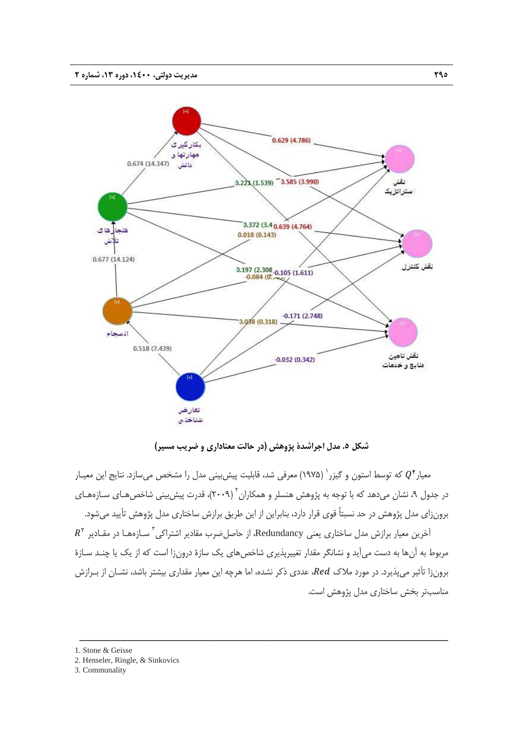شکل ۵. مدل اجراشدهٔ پژوهش (در حالت معناداری و ضریب مسیر)

معیار $Q^2$ که توسط استون و گیزر[1] (۱۹۷۵) معرفی شد، قابلیت پیش‌بینی مدل را مشخص می‌سازد. نتایج این معیار در جدول ۹، نشان می‌دهد که با توجه به پژوهش هنسلر و همکاران[2] (۲۰۰۹)، قدرت پیش‌بینی شاخص‌های سازه‌های برون‌زای مدل پژوهش در حد نسبتاً قوی قرار دارد، بنابراین از این طریق برازش ساختاری مدل پژوهش تأیید می‌شود.

آخرین معیار برازش مدل ساختاری یعنی Redundancy، از حاصل‌ضرب مقادیر اشتراکی[3] سازه‌ها در مقادیر $R^2$ مربوط به آن‌ها به دست می‌آید و نشانگر مقدار تغییرپذیری شاخص‌های یک سازهٔ درون‌زا است که از یک یا چند سازهٔ برون‌زا تأثیر می‌پذیرد. در مورد ملاک $Red$، عددی ذکر نشده، اما هرچه این معیار مقداری بیشتر باشد، نشان از برازش مناسب‌تر بخش ساختاری مدل پژوهش است.

---

1. Stone & Geisse
2. Henseler, Ringle, & Sinkovics
3. Communality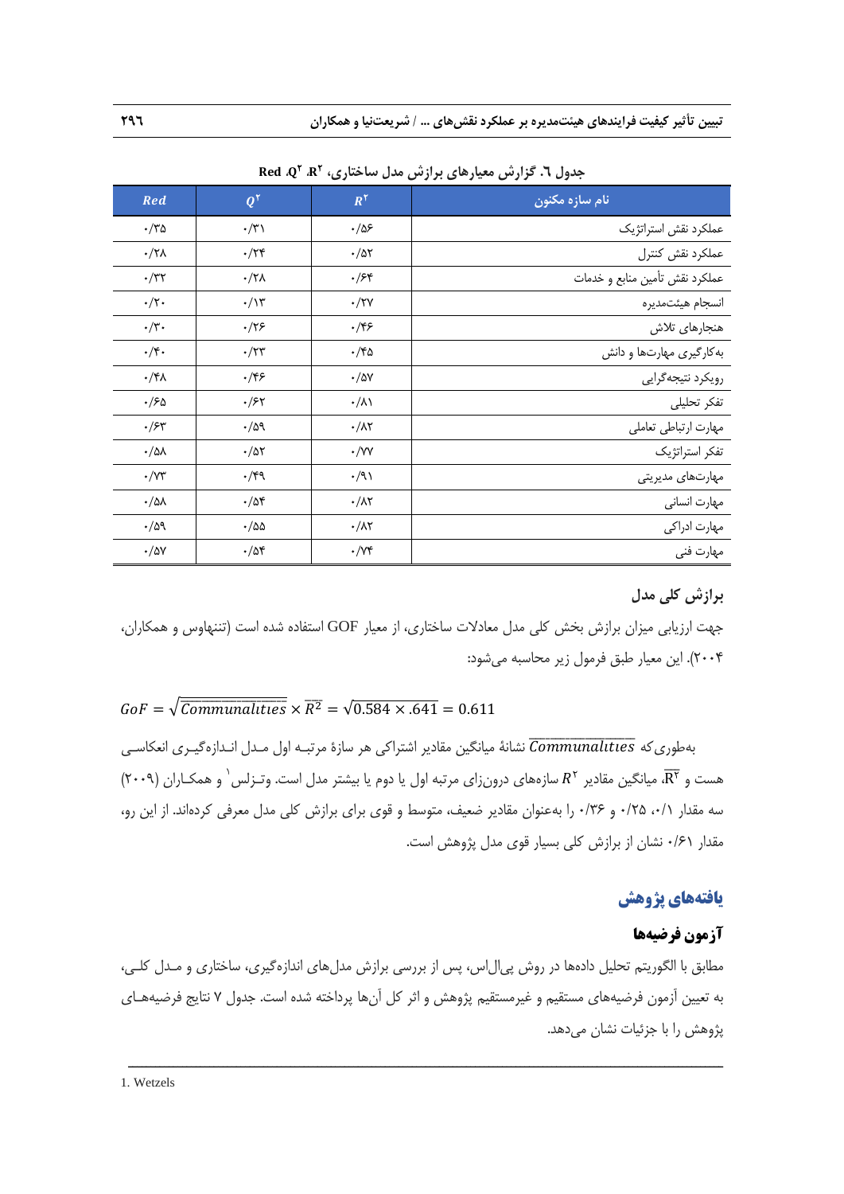جدول ٦. گزارش معیارهای برازش مدل ساختاری، $R^2$، $Q^2$، Red

| نام سازه مکنون | $R^2$ | $Q^2$ | Red |
|---|---|---|---|
| عملکرد نقش استراتژیک | ۰/۵۶ | ۰/۳۱ | ۰/۳۵ |
| عملکرد نقش کنترل | ۰/۵۲ | ۰/۲۴ | ۰/۲۸ |
| عملکرد نقش تأمین منابع و خدمات | ۰/۶۴ | ۰/۲۸ | ۰/۳۲ |
| انسجام هیئت‌مدیره | ۰/۲۷ | ۰/۱۳ | ۰/۲۰ |
| هنجارهای تلاش | ۰/۴۶ | ۰/۲۶ | ۰/۳۰ |
| به‌کارگیری مهارت‌ها و دانش | ۰/۴۵ | ۰/۲۳ | ۰/۴۰ |
| رویکرد نتیجه‌گرایی | ۰/۵۷ | ۰/۴۶ | ۰/۴۸ |
| تفکر تحلیلی | ۰/۸۱ | ۰/۶۲ | ۰/۶۵ |
| مهارت ارتباطی تعاملی | ۰/۸۲ | ۰/۵۹ | ۰/۶۳ |
| تفکر استراتژیک | ۰/۷۷ | ۰/۵۲ | ۰/۵۸ |
| مهارت‌های مدیریتی | ۰/۹۱ | ۰/۴۹ | ۰/۷۳ |
| مهارت انسانی | ۰/۸۲ | ۰/۵۴ | ۰/۵۸ |
| مهارت ادراکی | ۰/۸۲ | ۰/۵۵ | ۰/۵۹ |
| مهارت فنی | ۰/۷۴ | ۰/۵۴ | ۰/۵۷ |

## برازش کلی مدل

جهت ارزیابی میزان برازش بخش کلی مدل معادلات ساختاری، از معیار GOF استفاده شده است (تننهاوس و همکاران، ۲۰۰۴). این معیار طبق فرمول زیر محاسبه می‌شود:

$$GoF = \sqrt{\overline{Communalities} \times \overline{R^2}} = \sqrt{0.584 \times .641} = 0.611$$

به‌طوری‌که $\overline{Communalities}$ نشانهٔ میانگین مقادیر اشتراکی هر سازهٔ مرتبه اول مدل اندازه‌گیری انعکاسی هست و $\overline{R^2}$، میانگین مقادیر $R^2$ سازه‌های درون‌زای مرتبه اول یا دوم یا بیشتر مدل است. وتزلس[1] و همکاران (۲۰۰۹) سه مقدار ۰/۰۱، ۰/۲۵ و ۰/۳۶ را به‌عنوان مقادیر ضعیف، متوسط و قوی برای برازش کلی مدل معرفی کرده‌اند. از این رو، مقدار ۰/۶۱ نشان از برازش کلی بسیار قوی مدل پژوهش است.

# یافته‌های پژوهش

## آزمون فرضیه‌ها

مطابق با الگوریتم تحلیل داده‌ها در روش پی‌ال‌اس، پس از بررسی برازش مدل‌های اندازه‌گیری، ساختاری و مدل کلی، به تعیین آزمون فرضیه‌های مستقیم و غیرمستقیم پژوهش و اثر کل آن‌ها پرداخته شده است. جدول ۷ نتایج فرضیه‌های پژوهش را با جزئیات نشان می‌دهد.

---

1. Wetzels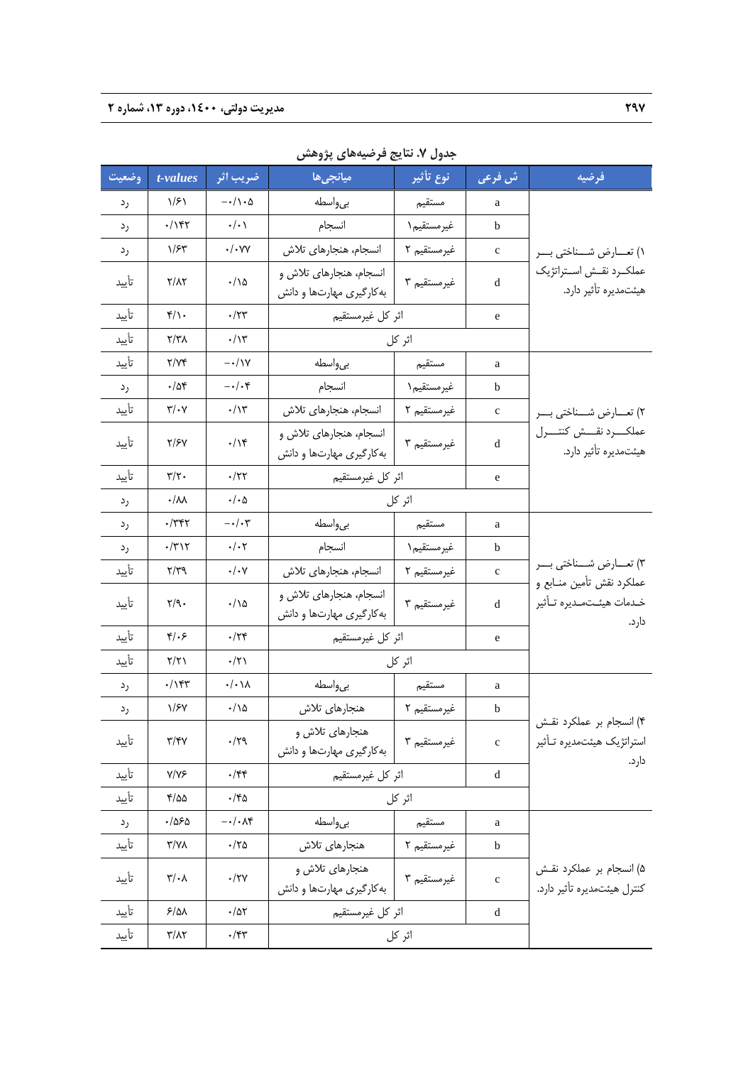**جدول ۷. نتایج فرضیه‌های پژوهش**

| فرضیه | ش فرعی | نوع تأثیر | میانجی‌ها | ضریب اثر | t-values | وضعیت |
|---|---|---|---|---|---|---|
| ۱) تعارض شناختی بر عملکرد نقش استراتژیک هیئت‌مدیره تأثیر دارد. | a | مستقیم | بی‌واسطه | −۰/۱۰۵ | ۱/۶۱ | رد |
| | b | غیرمستقیم۱ | انسجام | ۰/۰۱ | ۰/۱۴۲ | رد |
| | c | غیرمستقیم ۲ | انسجام، هنجارهای تلاش | ۰/۰۷۷ | ۱/۶۳ | رد |
| | d | غیرمستقیم ۳ | انسجام، هنجارهای تلاش و به‌کارگیری مهارت‌ها و دانش | ۰/۱۵ | ۲/۸۲ | تأیید |
| | e | اثر کل غیرمستقیم | | ۰/۲۳ | ۴/۱۰ | تأیید |
| | | اثر کل | | ۰/۱۳ | ۲/۳۸ | تأیید |
| ۲) تعارض شناختی بر عملکرد نقش کنترل هیئت‌مدیره تأثیر دارد. | a | مستقیم | بی‌واسطه | −۰/۱۷ | ۲/۷۴ | تأیید |
| | b | غیرمستقیم۱ | انسجام | −۰/۰۴ | ۰/۵۴ | رد |
| | c | غیرمستقیم ۲ | انسجام، هنجارهای تلاش | ۰/۱۳ | ۳/۰۷ | تأیید |
| | d | غیرمستقیم ۳ | انسجام، هنجارهای تلاش و به‌کارگیری مهارت‌ها و دانش | ۰/۱۴ | ۲/۶۷ | تأیید |
| | e | اثر کل غیرمستقیم | | ۰/۲۲ | ۳/۲۰ | تأیید |
| | | اثر کل | | ۰/۰۵ | ۰/۸۸ | رد |
| ۳) تعارض شناختی بر عملکرد نقش تأمین منابع و خدمات هیئت‌مدیره تأثیر دارد. | a | مستقیم | بی‌واسطه | −۰/۰۳ | ۰/۳۴۲ | رد |
| | b | غیرمستقیم۱ | انسجام | ۰/۰۲ | ۰/۳۱۲ | رد |
| | c | غیرمستقیم ۲ | انسجام، هنجارهای تلاش | ۰/۰۷ | ۲/۳۹ | تأیید |
| | d | غیرمستقیم ۳ | انسجام، هنجارهای تلاش و به‌کارگیری مهارت‌ها و دانش | ۰/۱۵ | ۲/۹۰ | تأیید |
| | e | اثر کل غیرمستقیم | | ۰/۲۴ | ۴/۰۶ | تأیید |
| | | اثر کل | | ۰/۲۱ | ۲/۲۱ | تأیید |
| ۴) انسجام بر عملکرد نقش استراتژیک هیئت‌مدیره تأثیر دارد. | a | مستقیم | بی‌واسطه | ۰/۰۱۸ | ۰/۱۴۳ | رد |
| | b | غیرمستقیم ۲ | هنجارهای تلاش | ۰/۱۵ | ۱/۶۷ | رد |
| | c | غیرمستقیم ۳ | هنجارهای تلاش و به‌کارگیری مهارت‌ها و دانش | ۰/۲۹ | ۳/۴۷ | تأیید |
| | d | اثر کل غیرمستقیم | | ۰/۴۴ | ۷/۷۶ | تأیید |
| | | اثر کل | | ۰/۴۵ | ۴/۵۵ | تأیید |
| ۵) انسجام بر عملکرد نقش کنترل هیئت‌مدیره تأثیر دارد. | a | مستقیم | بی‌واسطه | −۰/۰۸۴ | ۰/۵۶۵ | رد |
| | b | غیرمستقیم ۲ | هنجارهای تلاش | ۰/۲۵ | ۳/۷۸ | تأیید |
| | c | غیرمستقیم ۳ | هنجارهای تلاش و به‌کارگیری مهارت‌ها و دانش | ۰/۲۷ | ۳/۰۸ | تأیید |
| | d | اثر کل غیرمستقیم | | ۰/۵۲ | ۶/۵۸ | تأیید |
| | | اثر کل | | ۰/۴۳ | ۳/۸۲ | تأیید |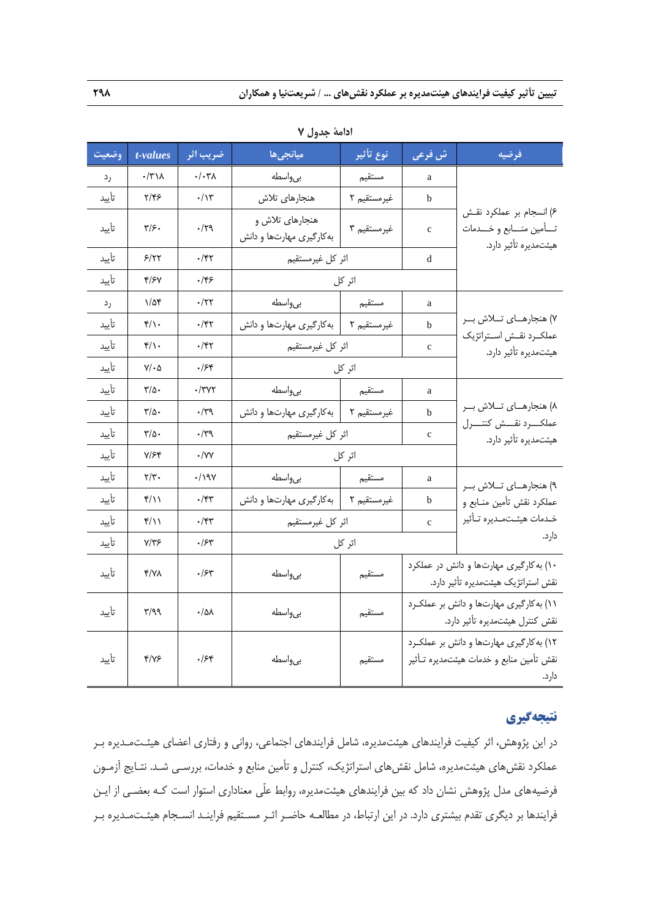ادامهٔ جدول ۷

| فرضیه | ش فرعی | نوع تأثیر | میانجی‌ها | ضریب اثر | *t-values* | وضعیت |
|---|---|---|---|---|---|---|
| ۶) انسجام بر عملکرد نقش تأمین منابع و خدمات هیئت‌مدیره تأثیر دارد. | a | مستقیم | بی‌واسطه | ۰/۰۳۸ | ۰/۳۱۸ | رد |
| | b | غیرمستقیم ۲ | هنجارهای تلاش | ۰/۱۳ | ۲/۴۶ | تأیید |
| | c | غیرمستقیم ۳ | هنجارهای تلاش و به‌کارگیری مهارت‌ها و دانش | ۰/۲۹ | ۳/۶۰ | تأیید |
| | d | اثر کل غیرمستقیم | | ۰/۴۲ | ۶/۲۲ | تأیید |
| | | اثر کل | | ۰/۴۶ | ۴/۶۷ | تأیید |
| ۷) هنجارهای تلاش بر عملکرد نقش استراتژیک هیئت‌مدیره تأثیر دارد. | a | مستقیم | بی‌واسطه | ۰/۲۲ | ۱/۵۴ | رد |
| | b | غیرمستقیم ۲ | به‌کارگیری مهارت‌ها و دانش | ۰/۴۲ | ۴/۱۰ | تأیید |
| | c | اثر کل غیرمستقیم | | ۰/۴۲ | ۴/۱۰ | تأیید |
| | | اثر کل | | ۰/۶۴ | ۷/۰۵ | تأیید |
| ۸) هنجارهای تلاش بر عملکرد نقش کنترل هیئت‌مدیره تأثیر دارد. | a | مستقیم | بی‌واسطه | ۰/۳۷۲ | ۳/۵۰ | تأیید |
| | b | غیرمستقیم ۲ | به‌کارگیری مهارت‌ها و دانش | ۰/۳۹ | ۳/۵۰ | تأیید |
| | c | اثر کل غیرمستقیم | | ۰/۳۹ | ۳/۵۰ | تأیید |
| | | اثر کل | | ۰/۷۷ | ۷/۶۴ | تأیید |
| ۹) هنجارهای تلاش بر عملکرد نقش تأمین منابع و خدمات هیئت‌مدیره تأثیر دارد. | a | مستقیم | بی‌واسطه | ۰/۱۹۷ | ۲/۳۰ | تأیید |
| | b | غیرمستقیم ۲ | به‌کارگیری مهارت‌ها و دانش | ۰/۴۳ | ۴/۱۱ | تأیید |
| | c | اثر کل غیرمستقیم | | ۰/۴۳ | ۴/۱۱ | تأیید |
| | | اثر کل | | ۰/۶۳ | ۷/۳۶ | تأیید |
| ۱۰) به‌کارگیری مهارت‌ها و دانش در عملکرد نقش استراتژیک هیئت‌مدیره تأثیر دارد. | | مستقیم | بی‌واسطه | ۰/۶۳ | ۴/۷۸ | تأیید |
| ۱۱) به‌کارگیری مهارت‌ها و دانش بر عملکرد نقش کنترل هیئت‌مدیره تأثیر دارد. | | مستقیم | بی‌واسطه | ۰/۵۸ | ۳/۹۹ | تأیید |
| ۱۲) به‌کارگیری مهارت‌ها و دانش بر عملکرد نقش تأمین منابع و خدمات هیئت‌مدیره تأثیر دارد. | | مستقیم | بی‌واسطه | ۰/۶۴ | ۴/۷۶ | تأیید |

## نتیجه‌گیری

در این پژوهش، اثر کیفیت فرایندهای هیئت‌مدیره، شامل فرایندهای اجتماعی، روانی و رفتاری اعضای هیئت‌مدیره بر عملکرد نقش‌های هیئت‌مدیره، شامل نقش‌های استراتژیک، کنترل و تأمین منابع و خدمات، بررسی شد. نتایج آزمون فرضیه‌های مدل پژوهش نشان داد که بین فرایندهای هیئت‌مدیره، روابط علّی معناداری استوار است که بعضی از این فرایندها بر دیگری تقدم بیشتری دارد. در این ارتباط، در مطالعه حاضر اثر مستقیم فرایند انسجام هیئت‌مدیره بر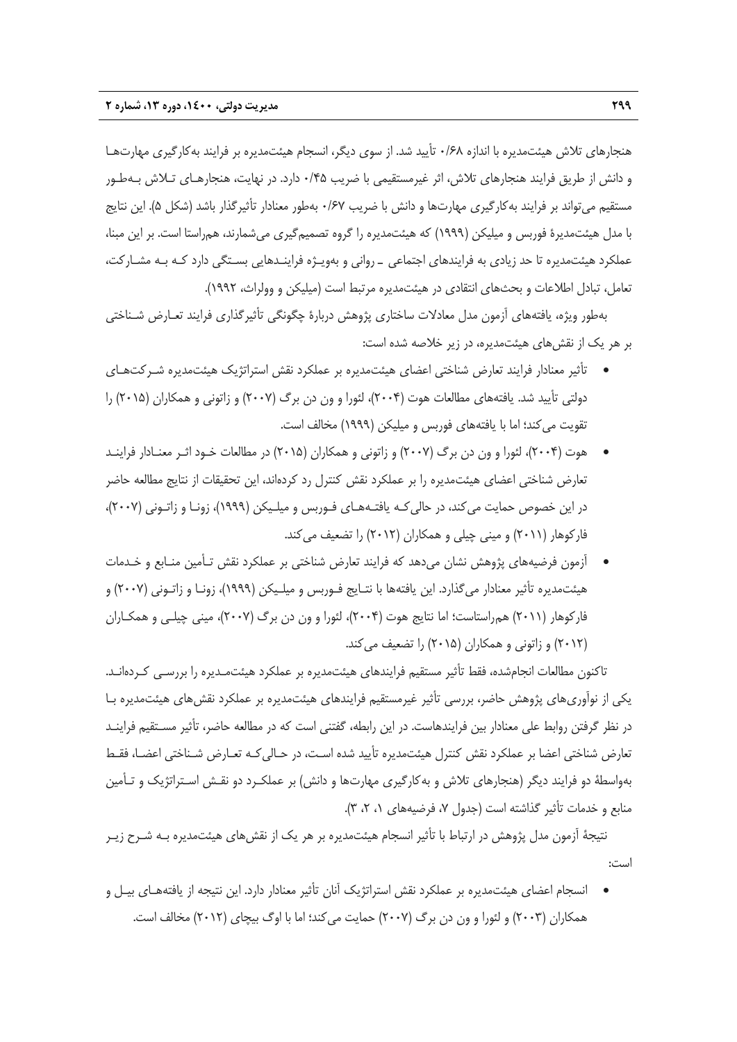هنجارهای تلاش هیئت‌مدیره با اندازه ۰/۶۸ تأیید شد. از سوی دیگر، انسجام هیئت‌مدیره بر فرایند به‌کارگیری مهارت‌ها و دانش از طریق فرایند هنجارهای تلاش، اثر غیرمستقیمی با ضریب ۰/۴۵ دارد. در نهایت، هنجارهای تلاش به‌طور مستقیم می‌تواند بر فرایند به‌کارگیری مهارت‌ها و دانش با ضریب ۰/۶۷ به‌طور معنادار تأثیرگذار باشد (شکل ۵). این نتایج با مدل هیئت‌مدیرهٔ فوربس و میلیکن (۱۹۹۹) که هیئت‌مدیره را گروه تصمیم‌گیری می‌شمارند، هم‌راستا است. بر این مبنا، عملکرد هیئت‌مدیره تا حد زیادی به فرایندهای اجتماعی ـ روانی و به‌ویژه فرایندهایی بستگی دارد که به مشارکت، تعامل، تبادل اطلاعات و بحث‌های انتقادی در هیئت‌مدیره مرتبط است (میلیکن و وولراث، ۱۹۹۲).

به‌طور ویژه، یافته‌های آزمون مدل معادلات ساختاری پژوهش دربارهٔ چگونگی تأثیرگذاری فرایند تعارض شناختی بر هر یک از نقش‌های هیئت‌مدیره، در زیر خلاصه شده است:

- تأثیر معنادار فرایند تعارض شناختی اعضای هیئت‌مدیره بر عملکرد نقش استراتژیک هیئت‌مدیره شرکت‌های دولتی تأیید شد. یافته‌های مطالعات هوت (۲۰۰۴)، لئورا و ون دن برگ (۲۰۰۷) و زاتونی و همکاران (۲۰۱۵) را تقویت می‌کند؛ اما با یافته‌های فوربس و میلیکن (۱۹۹۹) مخالف است.
- هوت (۲۰۰۴)، لئورا و ون دن برگ (۲۰۰۷) و زاتونی و همکاران (۲۰۱۵) در مطالعات خود اثر معنادار فرایند تعارض شناختی اعضای هیئت‌مدیره را بر عملکرد نقش کنترل رد کرده‌اند، این تحقیقات از نتایج مطالعه حاضر در این خصوص حمایت می‌کند، در حالی‌که یافته‌های فوربس و میلیکن (۱۹۹۹)، زونا و زاتونی (۲۰۰۷)، فارکوهار (۲۰۱۱) و مینی چیلی و همکاران (۲۰۱۲) را تضعیف می‌کند.
- آزمون فرضیه‌های پژوهش نشان می‌دهد که فرایند تعارض شناختی بر عملکرد نقش تأمین منابع و خدمات هیئت‌مدیره تأثیر معنادار می‌گذارد. این یافته‌ها با نتایج فوربس و میلیکن (۱۹۹۹)، زونا و زاتونی (۲۰۰۷) و فارکوهار (۲۰۱۱) هم‌راستاست؛ اما نتایج هوت (۲۰۰۴)، لئورا و ون دن برگ (۲۰۰۷)، مینی چیلی و همکاران (۲۰۱۲) و زاتونی و همکاران (۲۰۱۵) را تضعیف می‌کند.

تاکنون مطالعات انجام‌شده، فقط تأثیر مستقیم فرایندهای هیئت‌مدیره بر عملکرد هیئت‌مدیره را بررسی کرده‌اند. یکی از نوآوری‌های پژوهش حاضر، بررسی تأثیر غیرمستقیم فرایندهای هیئت‌مدیره بر عملکرد نقش‌های هیئت‌مدیره با در نظر گرفتن روابط علی معنادار بین فرایندهاست. در این رابطه، گفتنی است که در مطالعه حاضر، تأثیر مستقیم فرایند تعارض شناختی اعضا بر عملکرد نقش کنترل هیئت‌مدیره تأیید شده است، در حالی‌که تعارض شناختی اعضا، فقط به‌واسطهٔ دو فرایند دیگر (هنجارهای تلاش و به‌کارگیری مهارت‌ها و دانش) بر عملکرد دو نقش استراتژیک و تأمین منابع و خدمات تأثیر گذاشته است (جدول ۷، فرضیه‌های ۱، ۲، ۳).

نتیجهٔ آزمون مدل پژوهش در ارتباط با تأثیر انسجام هیئت‌مدیره بر هر یک از نقش‌های هیئت‌مدیره به شرح زیر است:

- انسجام اعضای هیئت‌مدیره بر عملکرد نقش استراتژیک آنان تأثیر معنادار دارد. این نتیجه از یافته‌های بیل و همکاران (۲۰۰۳) و لئورا و ون دن برگ (۲۰۰۷) حمایت می‌کند؛ اما با اوگ بیچای (۲۰۱۲) مخالف است.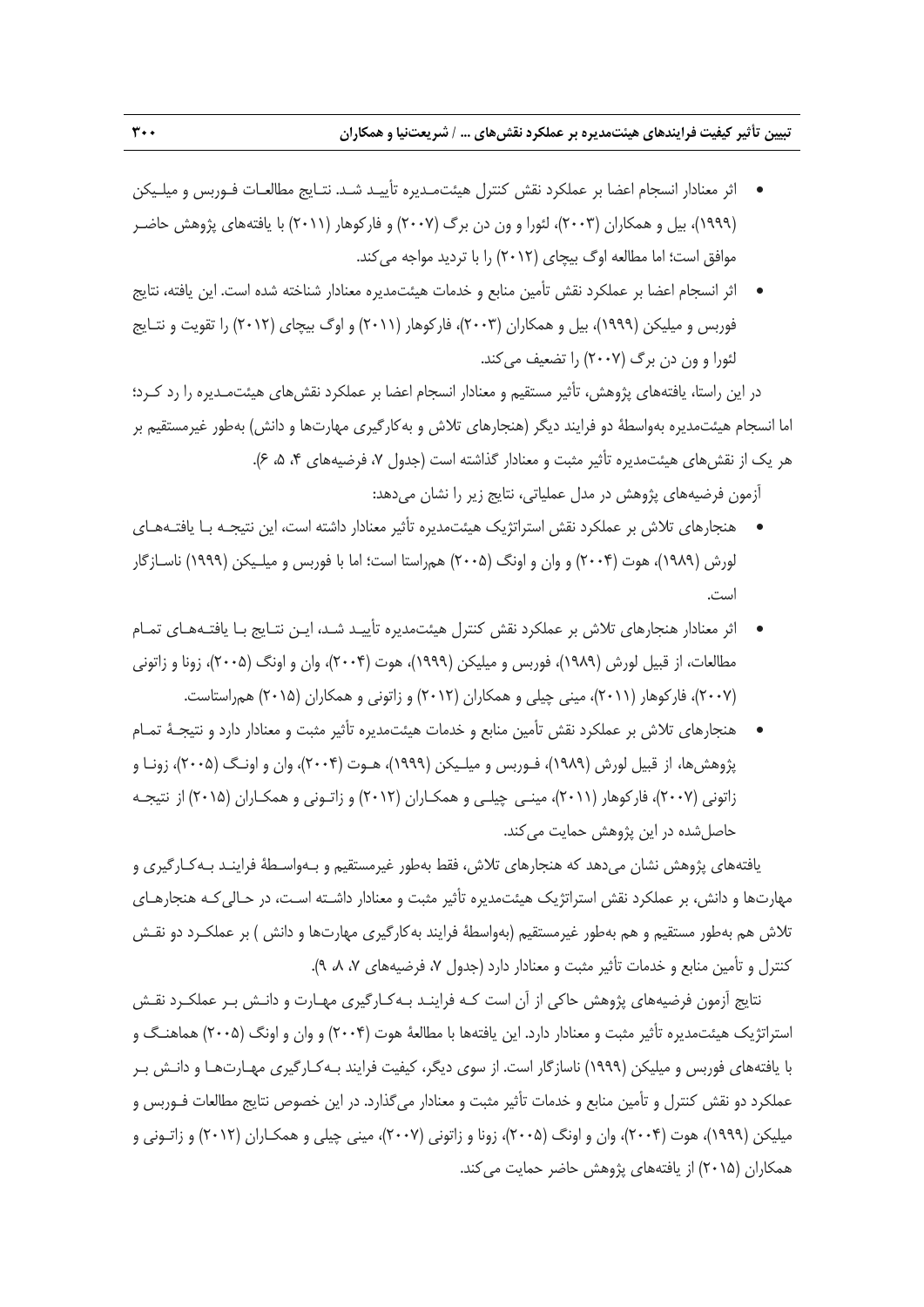- اثر معنادار انسجام اعضا بر عملکرد نقش کنترل هیئت‌مدیره تأیید شد. نتایج مطالعات فوربس و میلیکن (۱۹۹۹)، بیل و همکاران (۲۰۰۳)، لئورا و ون دن برگ (۲۰۰۷) و فارکوهار (۲۰۱۱) با یافته‌های پژوهش حاضر موافق است؛ اما مطالعه اوگ بیچای (۲۰۱۲) را با تردید مواجه می‌کند.
- اثر انسجام اعضا بر عملکرد نقش تأمین منابع و خدمات هیئت‌مدیره معنادار شناخته شده است. این یافته، نتایج فوربس و میلیکن (۱۹۹۹)، بیل و همکاران (۲۰۰۳)، فارکوهار (۲۰۱۱) و اوگ بیچای (۲۰۱۲) را تقویت و نتایج لئورا و ون دن برگ (۲۰۰۷) را تضعیف می‌کند.

در این راستا، یافته‌های پژوهش، تأثیر مستقیم و معنادار انسجام اعضا بر عملکرد نقش‌های هیئت‌مدیره را رد کرد؛ اما انسجام هیئت‌مدیره به‌واسطهٔ دو فرایند دیگر (هنجارهای تلاش و به‌کارگیری مهارت‌ها و دانش) به‌طور غیرمستقیم بر هر یک از نقش‌های هیئت‌مدیره تأثیر مثبت و معنادار گذاشته است (جدول ۷، فرضیه‌های ۴، ۵، ۶).

آزمون فرضیه‌های پژوهش در مدل عملیاتی، نتایج زیر را نشان می‌دهد:

- هنجارهای تلاش بر عملکرد نقش استراتژیک هیئت‌مدیره تأثیر معنادار داشته است، این نتیجه با یافته‌های لورش (۱۹۸۹)، هوت (۲۰۰۴) و وان و اونگ (۲۰۰۵) هم‌راستا است؛ اما با فوربس و میلیکن (۱۹۹۹) ناسازگار است.
- اثر معنادار هنجارهای تلاش بر عملکرد نقش کنترل هیئت‌مدیره تأیید شد، این نتایج با یافته‌های تمام مطالعات، از قبیل لورش (۱۹۸۹)، فوربس و میلیکن (۱۹۹۹)، هوت (۲۰۰۴)، وان و اونگ (۲۰۰۵)، زونا و زاتونی (۲۰۰۷)، فارکوهار (۲۰۱۱)، مینی چیلی و همکاران (۲۰۱۲) و زاتونی و همکاران (۲۰۱۵) هم‌راستاست.
- هنجارهای تلاش بر عملکرد نقش تأمین منابع و خدمات هیئت‌مدیره تأثیر مثبت و معنادار دارد و نتیجهٔ تمام پژوهش‌ها، از قبیل لورش (۱۹۸۹)، فوربس و میلیکن (۱۹۹۹)، هوت (۲۰۰۴)، وان و اونگ (۲۰۰۵)، زونا و زاتونی (۲۰۰۷)، فارکوهار (۲۰۱۱)، مینی چیلی و همکاران (۲۰۱۲) و زاتونی و همکاران (۲۰۱۵) از نتیجه حاصل‌شده در این پژوهش حمایت می‌کند.

یافته‌های پژوهش نشان می‌دهد که هنجارهای تلاش، فقط به‌طور غیرمستقیم و به‌واسطهٔ فرایند به‌کارگیری و مهارت‌ها و دانش، بر عملکرد نقش استراتژیک هیئت‌مدیره تأثیر مثبت و معنادار داشته است، در حالی‌که هنجارهای تلاش هم به‌طور مستقیم و هم به‌طور غیرمستقیم (به‌واسطهٔ فرایند به‌کارگیری مهارت‌ها و دانش ) بر عملکرد دو نقش کنترل و تأمین منابع و خدمات تأثیر مثبت و معنادار دارد (جدول ۷، فرضیه‌های ۷، ۸، ۹).

نتایج آزمون فرضیه‌های پژوهش حاکی از آن است که فرایند به‌کارگیری مهارت و دانش بر عملکرد نقش استراتژیک هیئت‌مدیره تأثیر مثبت و معنادار دارد. این یافته‌ها با مطالعهٔ هوت (۲۰۰۴) و وان و اونگ (۲۰۰۵) هماهنگ و با یافته‌های فوربس و میلیکن (۱۹۹۹) ناسازگار است. از سوی دیگر، کیفیت فرایند به‌کارگیری مهارت‌ها و دانش بر عملکرد دو نقش کنترل و تأمین منابع و خدمات تأثیر مثبت و معنادار می‌گذارد. در این خصوص نتایج مطالعات فوربس و میلیکن (۱۹۹۹)، هوت (۲۰۰۴)، وان و اونگ (۲۰۰۵)، زونا و زاتونی (۲۰۰۷)، مینی چیلی و همکاران (۲۰۱۲) و زاتونی و همکاران (۲۰۱۵) از یافته‌های پژوهش حاضر حمایت می‌کند.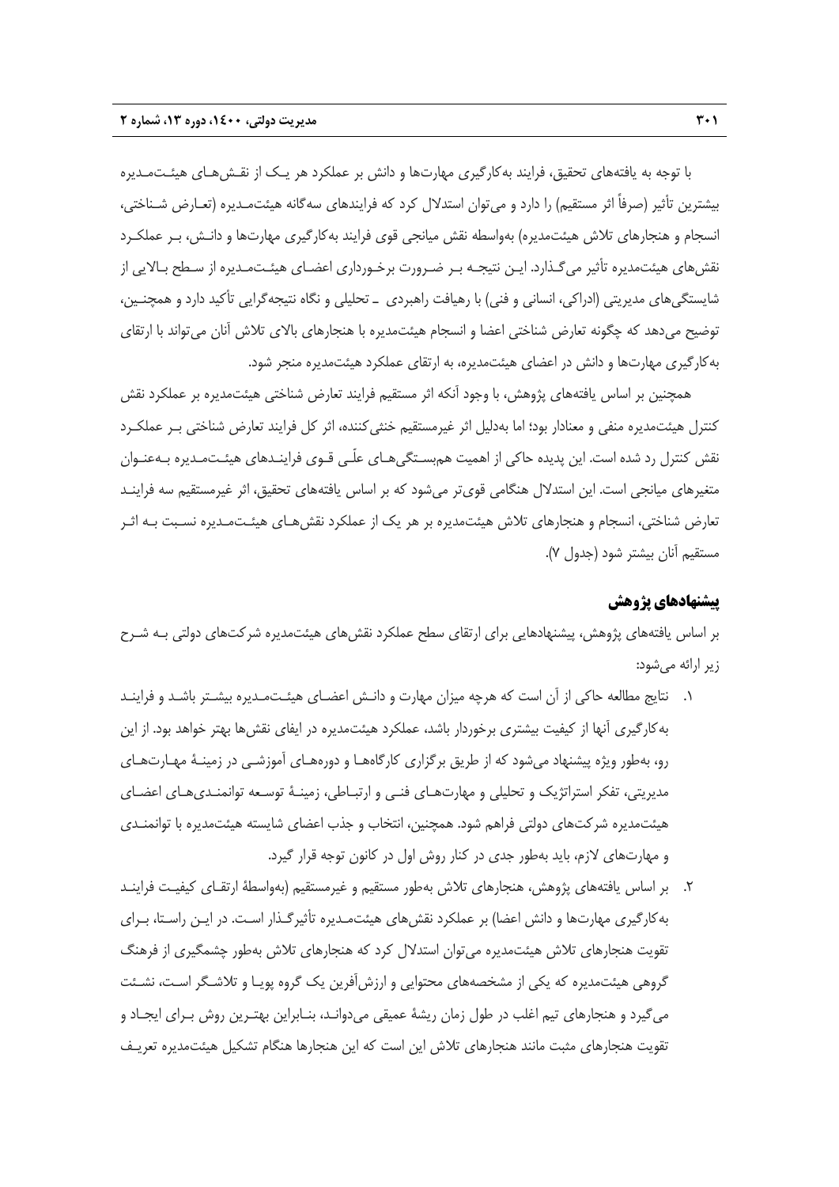با توجه به یافته‌های تحقیق، فرایند به‌کارگیری مهارت‌ها و دانش بر عملکرد هر یک از نقش‌های هیئت‌مدیره بیشترین تأثیر (صرفاً اثر مستقیم) را دارد و می‌توان استدلال کرد که فرایندهای سه‌گانه هیئت‌مدیره (تعارض شناختی، انسجام و هنجارهای تلاش هیئت‌مدیره) به‌واسطه نقش میانجی قوی فرایند به‌کارگیری مهارت‌ها و دانش، بر عملکرد نقش‌های هیئت‌مدیره تأثیر می‌گذارد. این نتیجه بر ضرورت برخورداری اعضای هیئت‌مدیره از سطح بالایی از شایستگی‌های مدیریتی (ادراکی، انسانی و فنی) با رهیافت راهبردی ـ تحلیلی و نگاه نتیجه‌گرایی تأکید دارد و همچنین، توضیح می‌دهد که چگونه تعارض شناختی اعضا و انسجام هیئت‌مدیره با هنجارهای بالای تلاش آنان می‌تواند با ارتقای به‌کارگیری مهارت‌ها و دانش در اعضای هیئت‌مدیره، به ارتقای عملکرد هیئت‌مدیره منجر شود.

همچنین بر اساس یافته‌های پژوهش، با وجود آنکه اثر مستقیم فرایند تعارض شناختی هیئت‌مدیره بر عملکرد نقش کنترل هیئت‌مدیره منفی و معنادار بود؛ اما به‌دلیل اثر غیرمستقیم خنثی‌کننده، اثر کل فرایند تعارض شناختی بر عملکرد نقش کنترل رد شده است. این پدیده حاکی از اهمیت هم‌بستگی‌های علّی قوی فرایندهای هیئت‌مدیره به‌عنوان متغیرهای میانجی است. این استدلال هنگامی قوی‌تر می‌شود که بر اساس یافته‌های تحقیق، اثر غیرمستقیم سه فرایند تعارض شناختی، انسجام و هنجارهای تلاش هیئت‌مدیره بر هر یک از عملکرد نقش‌های هیئت‌مدیره نسبت به اثر مستقیم آنان بیشتر شود (جدول ۷).

## پیشنهادهای پژوهش

بر اساس یافته‌های پژوهش، پیشنهادهایی برای ارتقای سطح عملکرد نقش‌های هیئت‌مدیره شرکت‌های دولتی به شرح زیر ارائه می‌شود:

۱. نتایج مطالعه حاکی از آن است که هرچه میزان مهارت و دانش اعضای هیئت‌مدیره بیشتر باشد و فرایند به‌کارگیری آنها از کیفیت بیشتری برخوردار باشد، عملکرد هیئت‌مدیره در ایفای نقش‌ها بهتر خواهد بود. از این رو، به‌طور ویژه پیشنهاد می‌شود که از طریق برگزاری کارگاه‌ها و دوره‌های آموزشی در زمینهٔ مهارت‌های مدیریتی، تفکر استراتژیک و تحلیلی و مهارت‌های فنی و ارتباطی، زمینهٔ توسعه توانمندی‌های اعضای هیئت‌مدیره شرکت‌های دولتی فراهم شود. همچنین، انتخاب و جذب اعضای شایسته هیئت‌مدیره با توانمندی و مهارت‌های لازم، باید به‌طور جدی در کنار روش اول در کانون توجه قرار گیرد.

۲. بر اساس یافته‌های پژوهش، هنجارهای تلاش به‌طور مستقیم و غیرمستقیم (به‌واسطهٔ ارتقای کیفیت فرایند به‌کارگیری مهارت‌ها و دانش اعضا) بر عملکرد نقش‌های هیئت‌مدیره تأثیرگذار است. در این راستا، برای تقویت هنجارهای تلاش هیئت‌مدیره می‌توان استدلال کرد که هنجارهای تلاش به‌طور چشمگیری از فرهنگ گروهی هیئت‌مدیره که یکی از مشخصه‌های محتوایی و ارزش‌آفرین یک گروه پویا و تلاشگر است، نشئت می‌گیرد و هنجارهای تیم اغلب در طول زمان ریشهٔ عمیقی می‌دوانند، بنابراین بهترین روش برای ایجاد و تقویت هنجارهای مثبت مانند هنجارهای تلاش این است که این هنجارها هنگام تشکیل هیئت‌مدیره تعریف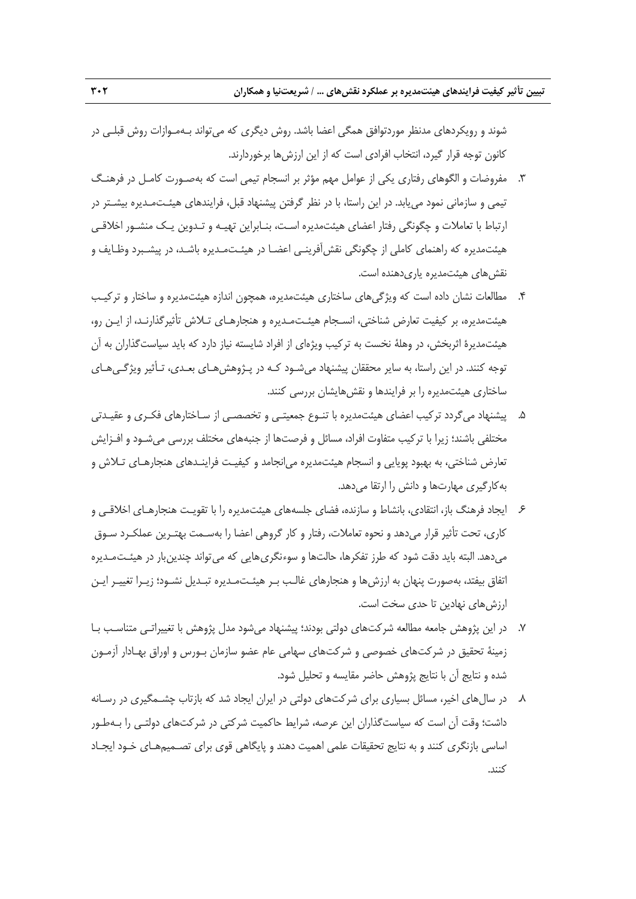شوند و رویکردهای مدنظر موردتوافق همگی اعضا باشد. روش دیگری که می‌تواند بـه‌مـوازات روش قبلـی در کانون توجه قرار گیرد، انتخاب افرادی است که از این ارزش‌ها برخوردارند.

۳. مفروضات و الگوهای رفتاری یکی از عوامل مهم مؤثر بر انسجام تیمی است که به‌صـورت کامـل در فرهنـگ تیمی و سازمانی نمود می‌یابد. در این راستا، با در نظر گرفتن پیشنهاد قبل، فرایندهای هیئـت‌مـدیره بیشـتر در ارتباط با تعاملات و چگونگی رفتار اعضای هیئت‌مدیره اسـت، بنـابراین تهیـه و تـدوین یـک منشـور اخلاقـی هیئت‌مدیره که راهنمای کاملی از چگونگی نقش‌آفرینـی اعضـا در هیئـت‌مـدیره باشـد، در پیشـبرد وظـایف و نقش‌های هیئت‌مدیره یاری‌دهنده است.

۴. مطالعات نشان داده است که ویژگی‌های ساختاری هیئت‌مدیره، همچون اندازه هیئت‌مدیره و ساختار و ترکیـب هیئت‌مدیره، بر کیفیت تعارض شناختی، انسـجام هیئـت‌مـدیره و هنجارهـای تـلاش تأثیرگذارنـد، از ایـن رو، هیئت‌مدیرهٔ اثربخش، در وهلهٔ نخست به ترکیب ویژه‌ای از افراد شایسته نیاز دارد که باید سیاست‌گذاران به آن توجه کنند. در این راستا، به سایر محققان پیشنهاد می‌شـود کـه در پـژوهش‌هـای بعـدی، تـأثیر ویژگـی‌هـای ساختاری هیئت‌مدیره را بر فرایندها و نقش‌هایشان بررسی کنند.

۵. پیشنهاد می‌گردد ترکیب اعضای هیئت‌مدیره با تنـوع جمعیتـی و تخصصـی از سـاختارهای فکـری و عقیـدتی مختلفی باشند؛ زیرا با ترکیب متفاوت افراد، مسائل و فرصت‌ها از جنبه‌های مختلف بررسی می‌شـود و افـزایش تعارض شناختی، به بهبود پویایی و انسجام هیئت‌مدیره می‌انجامد و کیفیـت فراینـدهای هنجارهـای تـلاش و به‌کارگیری مهارت‌ها و دانش را ارتقا می‌دهد.

۶. ایجاد فرهنگ باز، انتقادی، بانشاط و سازنده، فضای جلسه‌های هیئت‌مدیره را با تقویـت هنجارهـای اخلاقـی و کاری، تحت تأثیر قرار می‌دهد و نحوه تعاملات، رفتار و کار گروهی اعضا را به‌سـمت بهتـرین عملکـرد سـوق می‌دهد. البته باید دقت شود که طرز تفکرها، حالت‌ها و سوءنگری‌هایی که می‌تواند چندین‌بار در هیئـت‌مـدیره اتفاق بیفتد، به‌صورت پنهان به ارزش‌ها و هنجارهای غالـب بـر هیئـت‌مـدیره تبـدیل نشـود؛ زیـرا تغییـر ایـن ارزش‌های نهادین تا حدی سخت است.

۷. در این پژوهش جامعه مطالعه شرکت‌های دولتی بودند؛ پیشنهاد می‌شود مدل پژوهش با تغییراتـی متناسـب بـا زمینهٔ تحقیق در شرکت‌های خصوصی و شرکت‌های سهامی عام عضو سازمان بـورس و اوراق بهـادار آزمـون شده و نتایج آن با نتایج پژوهش حاضر مقایسه و تحلیل شود.

۸. در سال‌های اخیر، مسائل بسیاری برای شرکت‌های دولتی در ایران ایجاد شد که بازتاب چشـمگیری در رسـانه داشت؛ وقت آن است که سیاست‌گذاران این عرصه، شرایط حاکمیت شرکتی در شرکت‌های دولتـی را بـه‌طـور اساسی بازنگری کنند و به نتایج تحقیقات علمی اهمیت دهند و پایگاهی قوی برای تصـمیم‌هـای خـود ایجـاد کنند.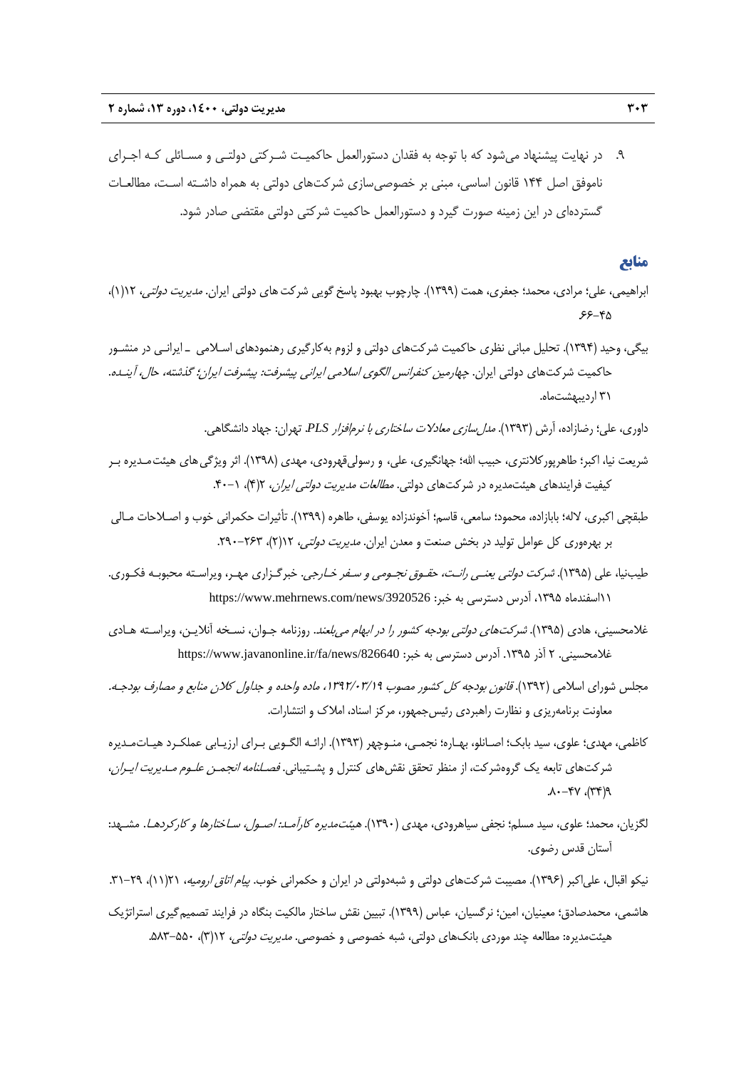۹. در نهایت پیشنهاد می‌شود که با توجه به فقدان دستورالعمل حاکمیت شرکتی دولتی و مسائلی که اجرای ناموفق اصل ۱۴۴ قانون اساسی، مبنی بر خصوصی‌سازی شرکت‌های دولتی به همراه داشته است، مطالعات گسترده‌ای در این زمینه صورت گیرد و دستورالعمل حاکمیت شرکتی دولتی مقتضی صادر شود.

## منابع

ابراهیمی، علی؛ مرادی، محمد؛ جعفری، همت (۱۳۹۹). چارچوب بهبود پاسخ گویی شرکت های دولتی ایران. *مدیریت دولتی*، ۱۲(۱)، ۶۶-۴۵.

بیگی، وحید (۱۳۹۴). تحلیل مبانی نظری حاکمیت شرکت‌های دولتی و لزوم به‌کارگیری رهنمودهای اسلامی ـ ایرانی در منشور حاکمیت شرکت‌های دولتی ایران. *چهارمین کنفرانس الگوی اسلامی ایرانی پیشرفت: پیشرفت ایران؛ گذشته، حال، آینده*. ۳۱ اردیبهشت‌ماه.

داوری، علی؛ رضازاده، آرش (۱۳۹۳). *مدل‌سازی معادلات ساختاری با نرم‌افزار PLS*. تهران: جهاد دانشگاهی.

شریعت نیا، اکبر؛ طاهرپورکلانتری، حبیب الله؛ جهانگیری، علی، و رسولی‌قهرودی، مهدی (۱۳۹۸). اثر ویژگی‌های هیئت‌مدیره بر کیفیت فرایندهای هیئت‌مدیره در شرکت‌های دولتی. *مطالعات مدیریت دولتی ایران*، ۲(۴)، ۱-۴۰.

طبقچی اکبری، لاله؛ بابازاده، محمود؛ سامعی، قاسم؛ آخوندزاده یوسفی، طاهره (۱۳۹۹). تأثیرات حکمرانی خوب و اصلاحات مالی بر بهره‌وری کل عوامل تولید در بخش صنعت و معدن ایران. *مدیریت دولتی*، ۱۲(۲)، ۲۶۳-۲۹۰.

طیب‌نیا، علی (۱۳۹۵). *شرکت دولتی یعنی رانت، حقوق نجومی و سفر خارجی*. خبرگزاری مهر، ویراسته محبوبه فکوری. ۱۱اسفندماه ۱۳۹۵، آدرس دسترسی به خبر: https://www.mehrnews.com/news/3920526

غلامحسینی، هادی (۱۳۹۵). *شرکت‌های دولتی بودجه کشور را در ابهام می‌بلعند*. روزنامه جوان، نسخه آنلاین، ویراسته هادی غلامحسینی. ۲ آذر ۱۳۹۵. آدرس دسترسی به خبر: https://www.javanonline.ir/fa/news/826640

مجلس شورای اسلامی (۱۳۹۲). *قانون بودجه کل کشور مصوب ۱۳۹۲/۰۳/۱۹، ماده واحده و جداول کلان منابع و مصارف بودجه*. معاونت برنامه‌ریزی و نظارت راهبردی رئیس‌جمهور، مرکز اسناد، املاک و انتشارات.

کاظمی، مهدی؛ علوی، سید بابک؛ اصانلو، بهاره؛ نجمی، منوچهر (۱۳۹۳). ارائه الگویی برای ارزیابی عملکرد هیات‌مدیره شرکت‌های تابعه یک گروه‌شرکت، از منظر تحقق نقش‌های کنترل و پشتیبانی. *فصلنامه انجمن علوم مدیریت ایران*، ۹(۳۴)، ۴۷-۸۰.

لگزیان، محمد؛ علوی، سید مسلم؛ نجفی سیاهرودی، مهدی (۱۳۹۰). *هیئت‌مدیره کارآمد: اصول، ساختارها و کارکردها*. مشهد: آستان قدس رضوی.

نیکو اقبال، علی‌اکبر (۱۳۹۶). مصیبت شرکت‌های دولتی و شبه‌دولتی در ایران و حکمرانی خوب. *پیام اتاق ارومیه*، ۲۱(۱۱)، ۲۹-۳۱.

هاشمی، محمدصادق؛ معینیان، امین؛ نرگسیان، عباس (۱۳۹۹). تبیین نقش ساختار مالکیت بنگاه در فرایند تصمیم‌گیری استراتژیک هیئت‌مدیره: مطالعه چند موردی بانک‌های دولتی، شبه خصوصی و خصوصی. *مدیریت دولتی*، ۱۲(۳)، ۵۵۰-۵۸۳.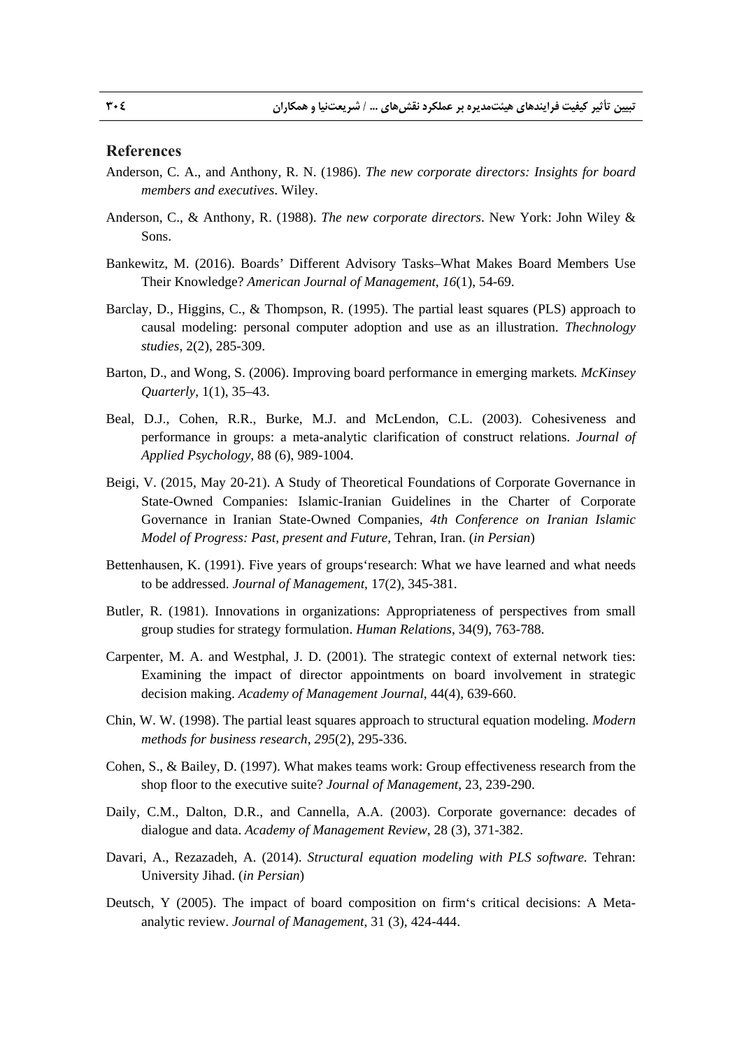## References

Anderson, C. A., and Anthony, R. N. (1986). *The new corporate directors: Insights for board members and executives*. Wiley.

Anderson, C., & Anthony, R. (1988). *The new corporate directors*. New York: John Wiley & Sons.

Bankewitz, M. (2016). Boards' Different Advisory Tasks–What Makes Board Members Use Their Knowledge? *American Journal of Management*, *16*(1), 54-69.

Barclay, D., Higgins, C., & Thompson, R. (1995). The partial least squares (PLS) approach to causal modeling: personal computer adoption and use as an illustration. *Thechnology studies*, 2(2), 285-309.

Barton, D., and Wong, S. (2006). Improving board performance in emerging markets*. McKinsey Quarterly*, 1(1), 35–43.

Beal, D.J., Cohen, R.R., Burke, M.J. and McLendon, C.L. (2003). Cohesiveness and performance in groups: a meta-analytic clarification of construct relations. *Journal of Applied Psychology*, 88 (6), 989-1004.

Beigi, V. (2015, May 20-21). A Study of Theoretical Foundations of Corporate Governance in State-Owned Companies: Islamic-Iranian Guidelines in the Charter of Corporate Governance in Iranian State-Owned Companies, *4th Conference on Iranian Islamic Model of Progress: Past, present and Future*, Tehran, Iran. (*in Persian*)

Bettenhausen, K. (1991). Five years of groups'research: What we have learned and what needs to be addressed. *Journal of Management*, 17(2), 345-381.

Butler, R. (1981). Innovations in organizations: Appropriateness of perspectives from small group studies for strategy formulation. *Human Relations*, 34(9), 763-788.

Carpenter, M. A. and Westphal, J. D. (2001). The strategic context of external network ties: Examining the impact of director appointments on board involvement in strategic decision making. *Academy of Management Journal*, 44(4), 639-660.

Chin, W. W. (1998). The partial least squares approach to structural equation modeling. *Modern methods for business research*, *295*(2), 295-336.

Cohen, S., & Bailey, D. (1997). What makes teams work: Group effectiveness research from the shop floor to the executive suite? *Journal of Management*, 23, 239-290.

Daily, C.M., Dalton, D.R., and Cannella, A.A. (2003). Corporate governance: decades of dialogue and data. *Academy of Management Review*, 28 (3), 371-382.

Davari, A., Rezazadeh, A. (2014). *Structural equation modeling with PLS software.* Tehran: University Jihad. (*in Persian*)

Deutsch, Y (2005). The impact of board composition on firm's critical decisions: A Meta-analytic review. *Journal of Management*, 31 (3), 424-444.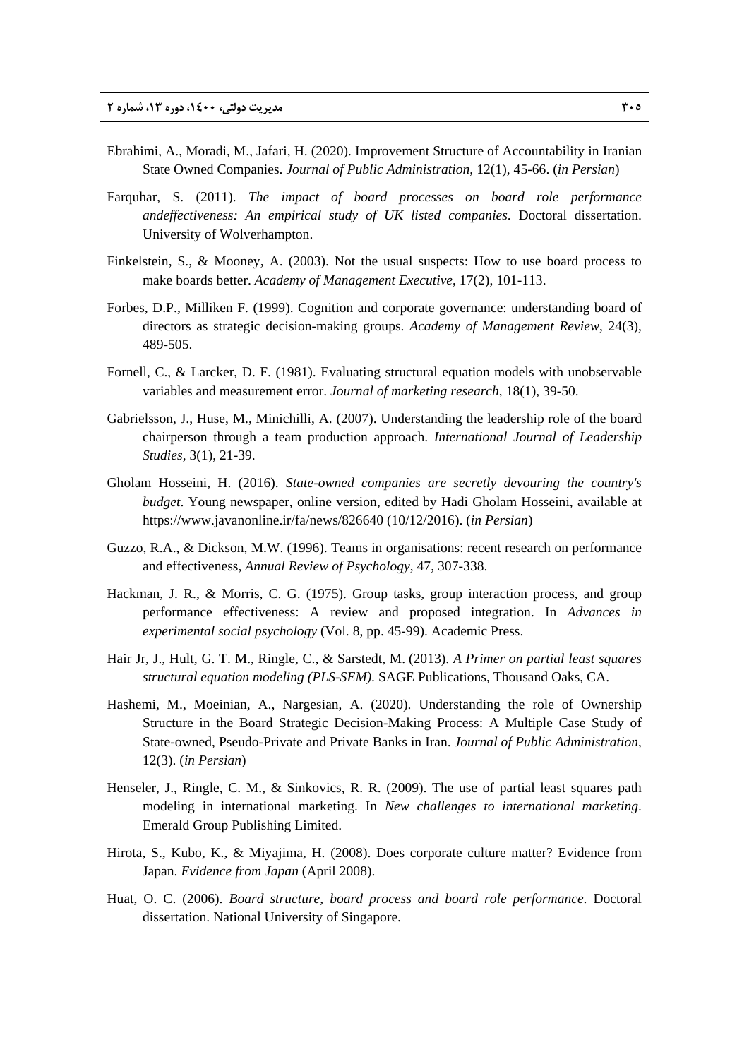Ebrahimi, A., Moradi, M., Jafari, H. (2020). Improvement Structure of Accountability in Iranian State Owned Companies. *Journal of Public Administration*, 12(1), 45-66. (*in Persian*)

Farquhar, S. (2011). *The impact of board processes on board role performance andeffectiveness: An empirical study of UK listed companies*. Doctoral dissertation. University of Wolverhampton.

Finkelstein, S., & Mooney, A. (2003). Not the usual suspects: How to use board process to make boards better. *Academy of Management Executive*, 17(2), 101-113.

Forbes, D.P., Milliken F. (1999). Cognition and corporate governance: understanding board of directors as strategic decision-making groups. *Academy of Management Review*, 24(3), 489-505.

Fornell, C., & Larcker, D. F. (1981). Evaluating structural equation models with unobservable variables and measurement error. *Journal of marketing research,* 18(1), 39-50.

Gabrielsson, J., Huse, M., Minichilli, A. (2007). Understanding the leadership role of the board chairperson through a team production approach. *International Journal of Leadership Studies,* 3(1), 21-39.

Gholam Hosseini, H. (2016). *State-owned companies are secretly devouring the country's budget*. Young newspaper, online version, edited by Hadi Gholam Hosseini, available at https://www.javanonline.ir/fa/news/826640 (10/12/2016). (*in Persian*)

Guzzo, R.A., & Dickson, M.W. (1996). Teams in organisations: recent research on performance and effectiveness, *Annual Review of Psychology*, 47, 307-338.

Hackman, J. R., & Morris, C. G. (1975). Group tasks, group interaction process, and group performance effectiveness: A review and proposed integration. In *Advances in experimental social psychology* (Vol. 8, pp. 45-99). Academic Press.

Hair Jr, J., Hult, G. T. M., Ringle, C., & Sarstedt, M. (2013). *A Primer on partial least squares structural equation modeling (PLS-SEM)*. SAGE Publications, Thousand Oaks, CA.

Hashemi, M., Moeinian, A., Nargesian, A. (2020). Understanding the role of Ownership Structure in the Board Strategic Decision-Making Process: A Multiple Case Study of State-owned, Pseudo-Private and Private Banks in Iran. *Journal of Public Administration*, 12(3). (*in Persian*)

Henseler, J., Ringle, C. M., & Sinkovics, R. R. (2009). The use of partial least squares path modeling in international marketing. In *New challenges to international marketing*. Emerald Group Publishing Limited.

Hirota, S., Kubo, K., & Miyajima, H. (2008). Does corporate culture matter? Evidence from Japan. *Evidence from Japan* (April 2008).

Huat, O. C. (2006). *Board structure, board process and board role performance*. Doctoral dissertation. National University of Singapore.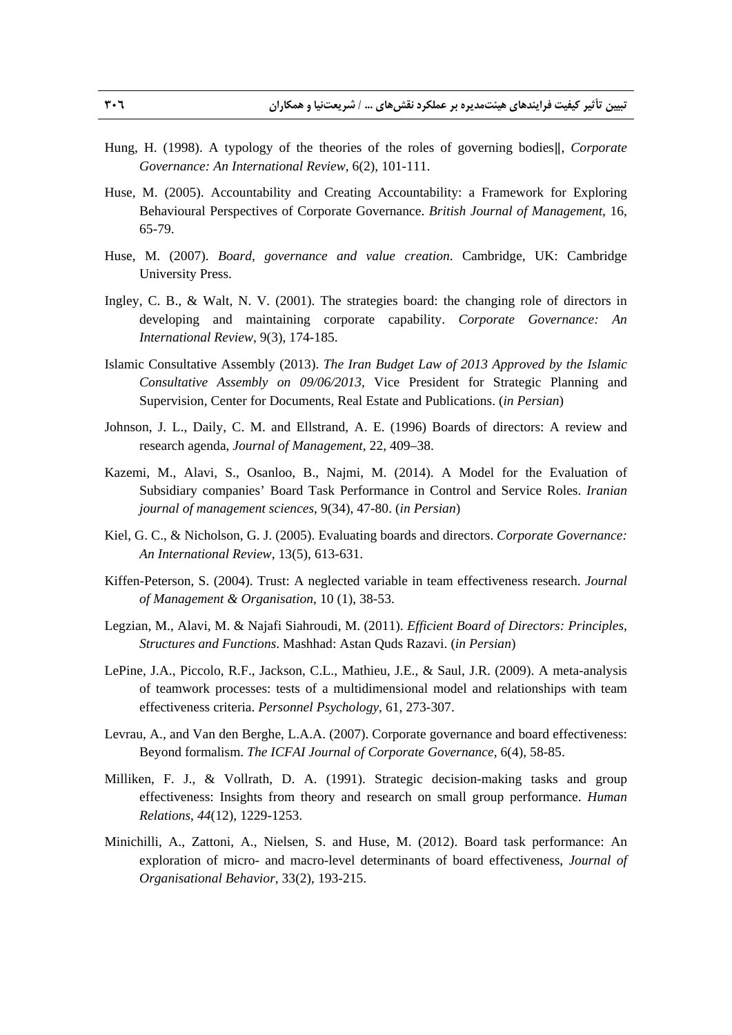Hung, H. (1998). A typology of the theories of the roles of governing bodies‖, *Corporate Governance: An International Review*, 6(2), 101-111.

Huse, M. (2005). Accountability and Creating Accountability: a Framework for Exploring Behavioural Perspectives of Corporate Governance. *British Journal of Management*, 16, 65-79.

Huse, M. (2007). *Board, governance and value creation*. Cambridge, UK: Cambridge University Press.

Ingley, C. B., & Walt, N. V. (2001). The strategies board: the changing role of directors in developing and maintaining corporate capability. *Corporate Governance: An International Review*, 9(3), 174-185.

Islamic Consultative Assembly (2013). *The Iran Budget Law of 2013 Approved by the Islamic Consultative Assembly on 09/06/2013*, Vice President for Strategic Planning and Supervision, Center for Documents, Real Estate and Publications. (*in Persian*)

Johnson, J. L., Daily, C. M. and Ellstrand, A. E. (1996) Boards of directors: A review and research agenda, *Journal of Management*, 22, 409–38.

Kazemi, M., Alavi, S., Osanloo, B., Najmi, M. (2014). A Model for the Evaluation of Subsidiary companies' Board Task Performance in Control and Service Roles. *Iranian journal of management sciences*, 9(34), 47-80. (*in Persian*)

Kiel, G. C., & Nicholson, G. J. (2005). Evaluating boards and directors. *Corporate Governance: An International Review*, 13(5), 613-631.

Kiffen-Peterson, S. (2004). Trust: A neglected variable in team effectiveness research. *Journal of Management & Organisation*, 10 (1), 38-53.

Legzian, M., Alavi, M. & Najafi Siahroudi, M. (2011). *Efficient Board of Directors: Principles, Structures and Functions*. Mashhad: Astan Quds Razavi. (*in Persian*)

LePine, J.A., Piccolo, R.F., Jackson, C.L., Mathieu, J.E., & Saul, J.R. (2009). A meta-analysis of teamwork processes: tests of a multidimensional model and relationships with team effectiveness criteria. *Personnel Psychology*, 61, 273-307.

Levrau, A., and Van den Berghe, L.A.A. (2007). Corporate governance and board effectiveness: Beyond formalism. *The ICFAI Journal of Corporate Governance*, 6(4), 58-85.

Milliken, F. J., & Vollrath, D. A. (1991). Strategic decision-making tasks and group effectiveness: Insights from theory and research on small group performance. *Human Relations*, *44*(12), 1229-1253.

Minichilli, A., Zattoni, A., Nielsen, S. and Huse, M. (2012). Board task performance: An exploration of micro- and macro-level determinants of board effectiveness, *Journal of Organisational Behavior*, 33(2), 193-215.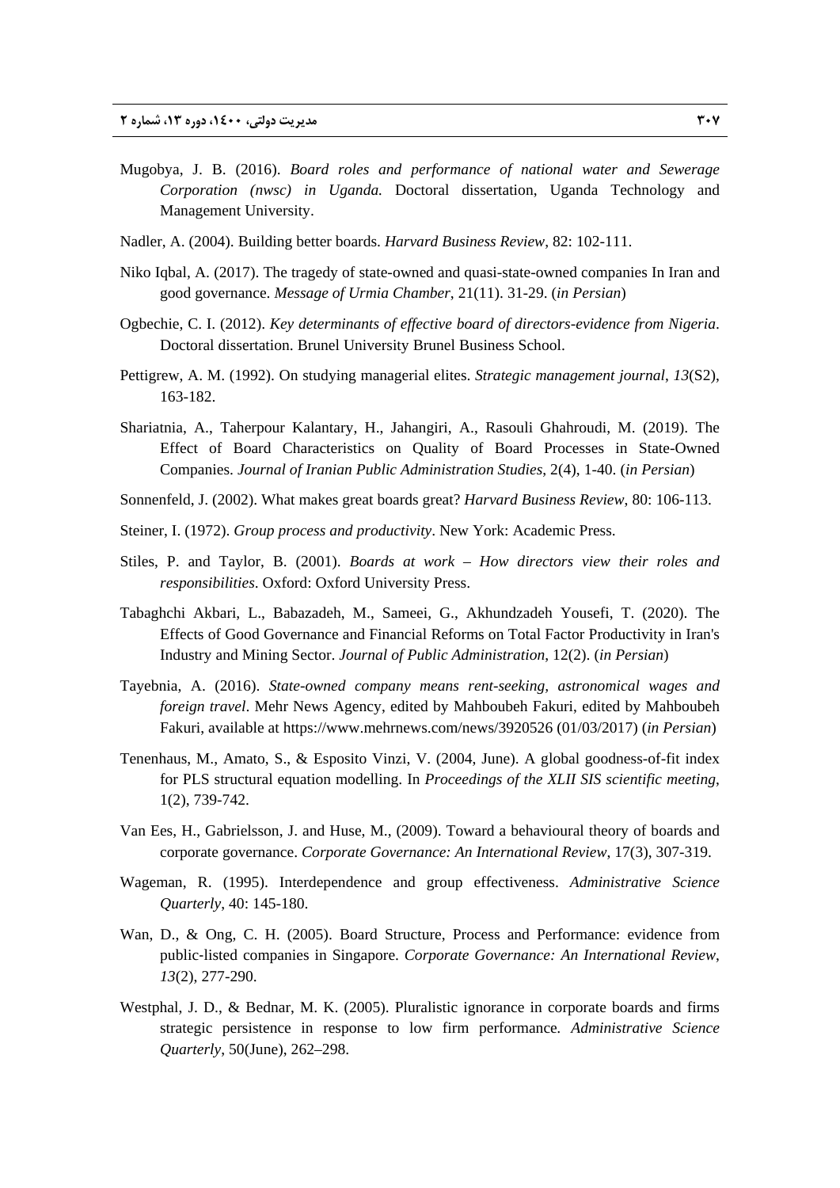Mugobya, J. B. (2016). *Board roles and performance of national water and Sewerage Corporation (nwsc) in Uganda.* Doctoral dissertation, Uganda Technology and Management University.

Nadler, A. (2004). Building better boards. *Harvard Business Review*, 82: 102-111.

Niko Iqbal, A. (2017). The tragedy of state-owned and quasi-state-owned companies In Iran and good governance. *Message of Urmia Chamber*, 21(11). 31-29. (*in Persian*)

Ogbechie, C. I. (2012). *Key determinants of effective board of directors-evidence from Nigeria*. Doctoral dissertation. Brunel University Brunel Business School.

Pettigrew, A. M. (1992). On studying managerial elites. *Strategic management journal*, *13*(S2), 163-182.

Shariatnia, A., Taherpour Kalantary, H., Jahangiri, A., Rasouli Ghahroudi, M. (2019). The Effect of Board Characteristics on Quality of Board Processes in State-Owned Companies. *Journal of Iranian Public Administration Studies*, 2(4), 1-40. (*in Persian*)

Sonnenfeld, J. (2002). What makes great boards great? *Harvard Business Review*, 80: 106-113.

Steiner, I. (1972). *Group process and productivity*. New York: Academic Press.

Stiles, P. and Taylor, B. (2001). *Boards at work – How directors view their roles and responsibilities*. Oxford: Oxford University Press.

Tabaghchi Akbari, L., Babazadeh, M., Sameei, G., Akhundzadeh Yousefi, T. (2020). The Effects of Good Governance and Financial Reforms on Total Factor Productivity in Iran's Industry and Mining Sector. *Journal of Public Administration*, 12(2). (*in Persian*)

Tayebnia, A. (2016). *State-owned company means rent-seeking, astronomical wages and foreign travel*. Mehr News Agency, edited by Mahboubeh Fakuri, edited by Mahboubeh Fakuri, available at https://www.mehrnews.com/news/3920526 (01/03/2017) (*in Persian*)

Tenenhaus, M., Amato, S., & Esposito Vinzi, V. (2004, June). A global goodness-of-fit index for PLS structural equation modelling. In *Proceedings of the XLII SIS scientific meeting*, 1(2), 739-742.

Van Ees, H., Gabrielsson, J. and Huse, M., (2009). Toward a behavioural theory of boards and corporate governance. *Corporate Governance: An International Review*, 17(3), 307-319.

Wageman, R. (1995). Interdependence and group effectiveness. *Administrative Science Quarterly*, 40: 145-180.

Wan, D., & Ong, C. H. (2005). Board Structure, Process and Performance: evidence from public-listed companies in Singapore. *Corporate Governance: An International Review*, *13*(2), 277-290.

Westphal, J. D., & Bednar, M. K. (2005). Pluralistic ignorance in corporate boards and firms strategic persistence in response to low firm performance. *Administrative Science Quarterly*, 50(June), 262–298.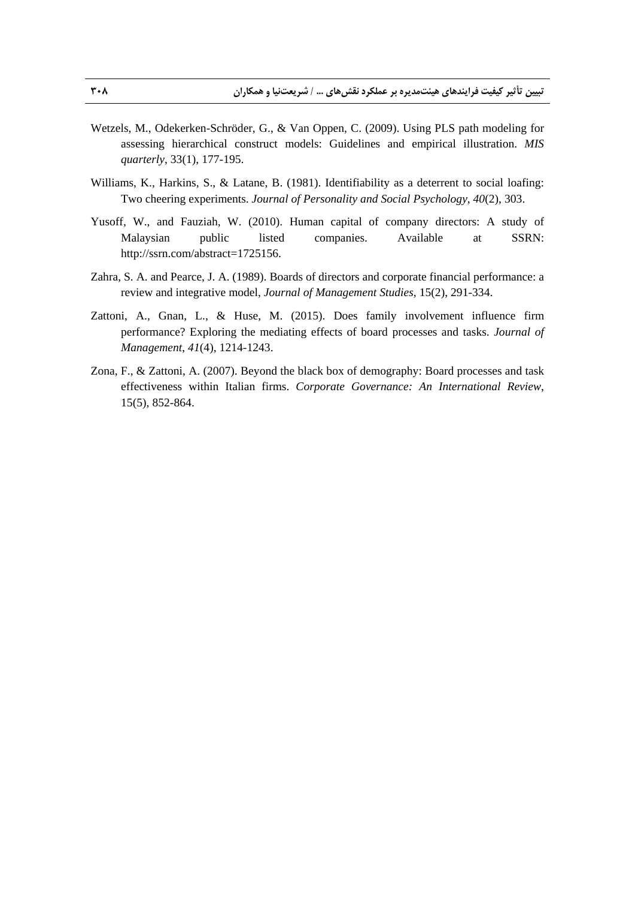Wetzels, M., Odekerken-Schröder, G., & Van Oppen, C. (2009). Using PLS path modeling for assessing hierarchical construct models: Guidelines and empirical illustration. *MIS quarterly*, 33(1), 177-195.

Williams, K., Harkins, S., & Latane, B. (1981). Identifiability as a deterrent to social loafing: Two cheering experiments. *Journal of Personality and Social Psychology*, *40*(2), 303.

Yusoff, W., and Fauziah, W. (2010). Human capital of company directors: A study of Malaysian public listed companies. Available at SSRN: http://ssrn.com/abstract=1725156.

Zahra, S. A. and Pearce, J. A. (1989). Boards of directors and corporate financial performance: a review and integrative model, *Journal of Management Studies*, 15(2), 291-334.

Zattoni, A., Gnan, L., & Huse, M. (2015). Does family involvement influence firm performance? Exploring the mediating effects of board processes and tasks. *Journal of Management*, *41*(4), 1214-1243.

Zona, F., & Zattoni, A. (2007). Beyond the black box of demography: Board processes and task effectiveness within Italian firms. *Corporate Governance: An International Review*, 15(5), 852-864.